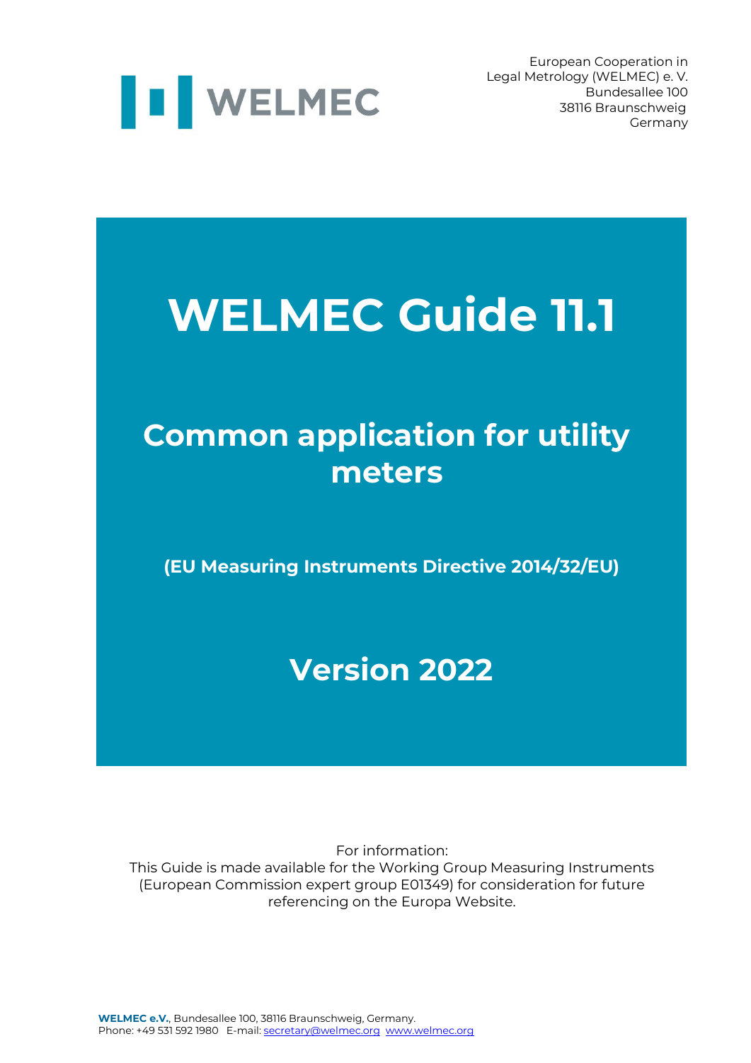WELMEC

European Cooperation in
Legal Metrology (WELMEC) e. V.
Bundesallee 100
38116 Braunschweig
Germany

# WELMEC Guide 11.1

## Common application for utility meters

**(EU Measuring Instruments Directive 2014/32/EU)**

## Version 2022

For information:
This Guide is made available for the Working Group Measuring Instruments (European Commission expert group E01349) for consideration for future referencing on the Europa Website.

**WELMEC e.V.**, Bundesallee 100, 38116 Braunschweig, Germany.
Phone: +49 531 592 1980 E-mail: secretary@welmec.org www.welmec.org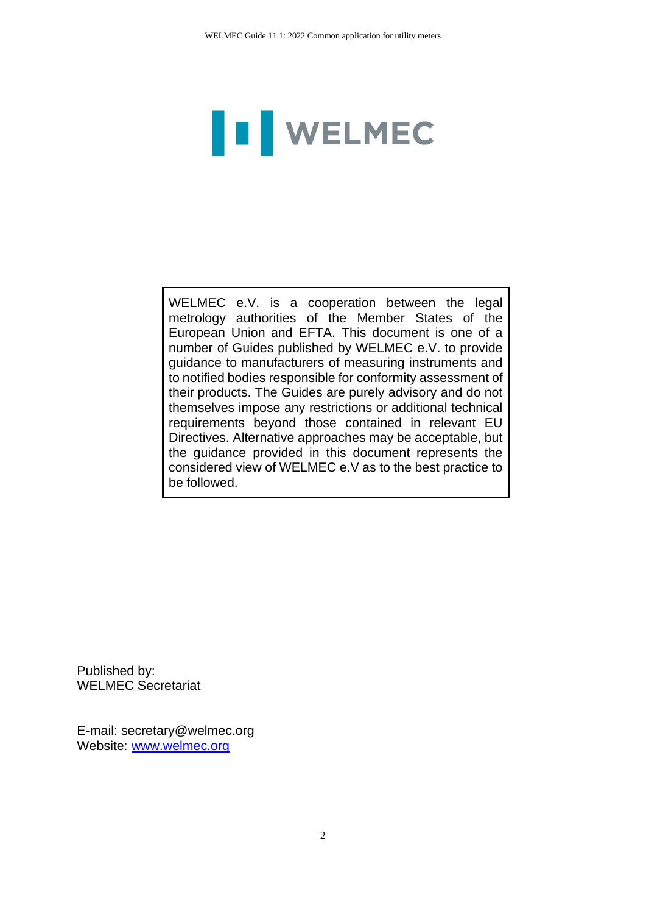WELMEC

WELMEC e.V. is a cooperation between the legal metrology authorities of the Member States of the European Union and EFTA. This document is one of a number of Guides published by WELMEC e.V. to provide guidance to manufacturers of measuring instruments and to notified bodies responsible for conformity assessment of their products. The Guides are purely advisory and do not themselves impose any restrictions or additional technical requirements beyond those contained in relevant EU Directives. Alternative approaches may be acceptable, but the guidance provided in this document represents the considered view of WELMEC e.V as to the best practice to be followed.

Published by:  
WELMEC Secretariat

E-mail: secretary@welmec.org  
Website: [www.welmec.org](http://www.welmec.org)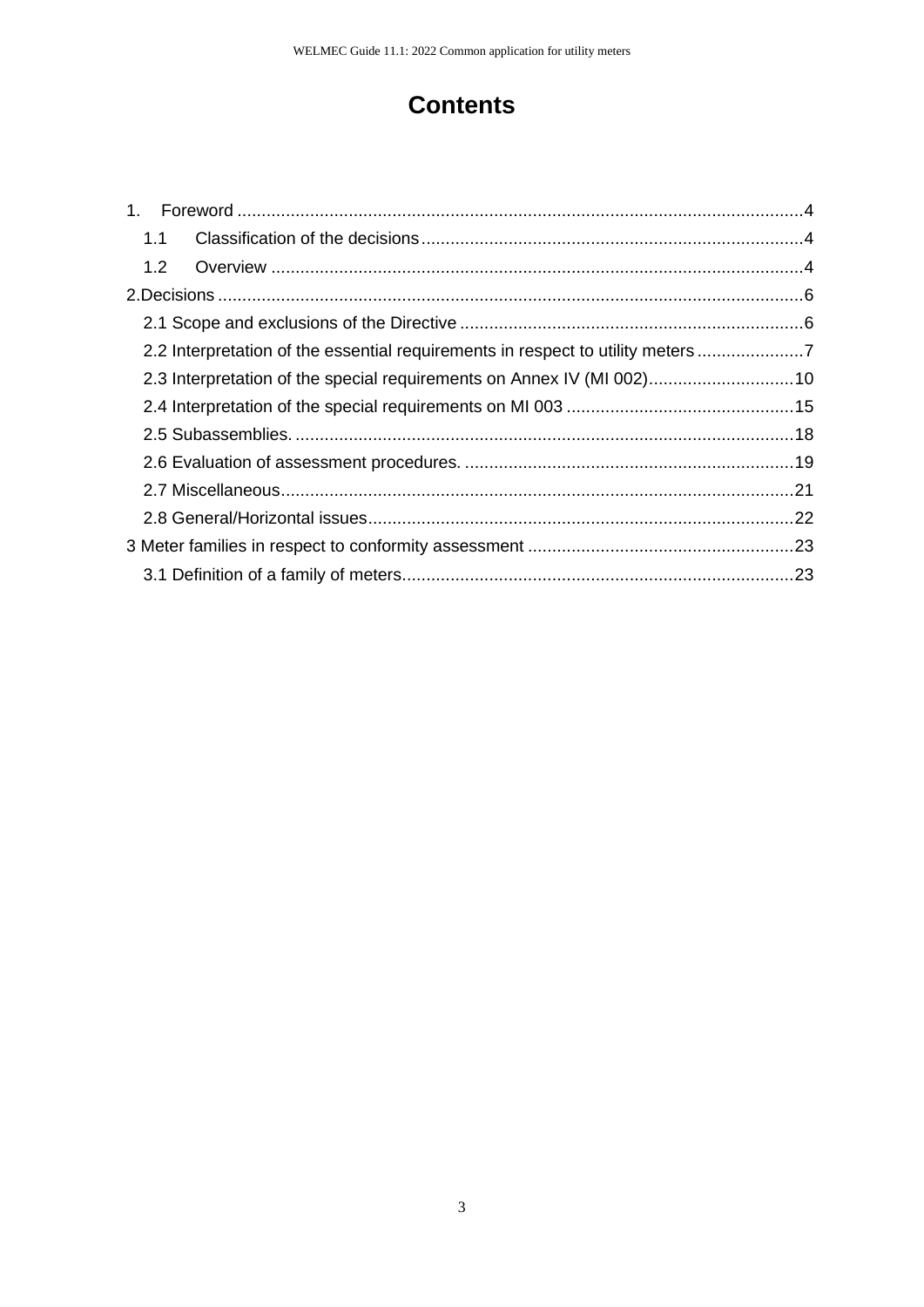# Contents

1. Foreword ....................................................................................................................4
   - 1.1 Classification of the decisions ...............................................................................4
   - 1.2 Overview .............................................................................................................4

2.Decisions .........................................................................................................................6
   - 2.1 Scope and exclusions of the Directive .......................................................................6
   - 2.2 Interpretation of the essential requirements in respect to utility meters ......................7
   - 2.3 Interpretation of the special requirements on Annex IV (MI 002)..............................10
   - 2.4 Interpretation of the special requirements on MI 003 ...............................................15
   - 2.5 Subassemblies. .......................................................................................................18
   - 2.6 Evaluation of assessment procedures. ....................................................................19
   - 2.7 Miscellaneous.........................................................................................................21
   - 2.8 General/Horizontal issues........................................................................................22

3 Meter families in respect to conformity assessment .......................................................23
   - 3.1 Definition of a family of meters................................................................................23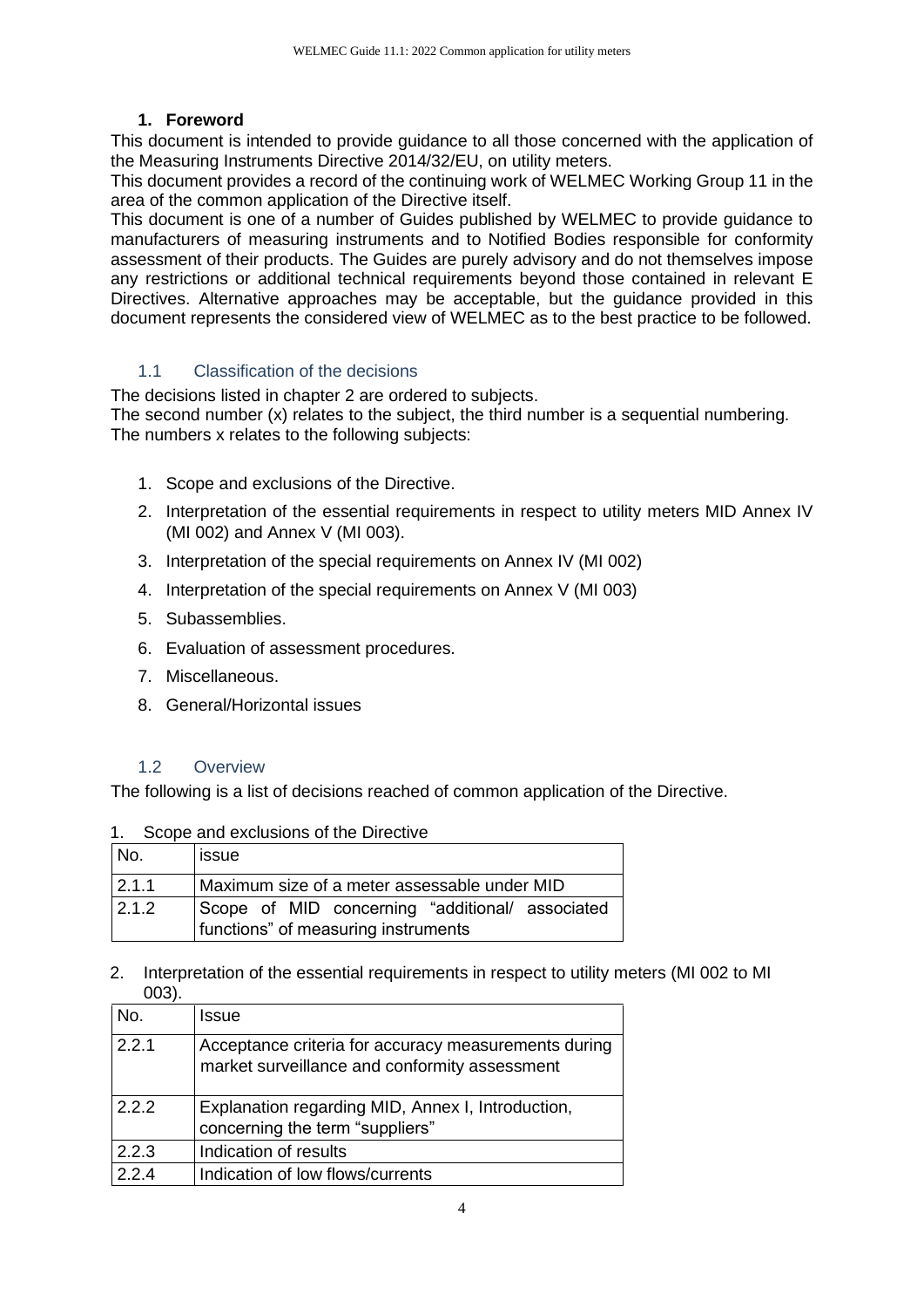## 1. Foreword

This document is intended to provide guidance to all those concerned with the application of the Measuring Instruments Directive 2014/32/EU, on utility meters.

This document provides a record of the continuing work of WELMEC Working Group 11 in the area of the common application of the Directive itself.

This document is one of a number of Guides published by WELMEC to provide guidance to manufacturers of measuring instruments and to Notified Bodies responsible for conformity assessment of their products. The Guides are purely advisory and do not themselves impose any restrictions or additional technical requirements beyond those contained in relevant E Directives. Alternative approaches may be acceptable, but the guidance provided in this document represents the considered view of WELMEC as to the best practice to be followed.

### 1.1 Classification of the decisions

The decisions listed in chapter 2 are ordered to subjects.

The second number (x) relates to the subject, the third number is a sequential numbering.

The numbers x relates to the following subjects:

1. Scope and exclusions of the Directive.
2. Interpretation of the essential requirements in respect to utility meters MID Annex IV (MI 002) and Annex V (MI 003).
3. Interpretation of the special requirements on Annex IV (MI 002)
4. Interpretation of the special requirements on Annex V (MI 003)
5. Subassemblies.
6. Evaluation of assessment procedures.
7. Miscellaneous.
8. General/Horizontal issues

### 1.2 Overview

The following is a list of decisions reached of common application of the Directive.

1. Scope and exclusions of the Directive

| No. | issue |
|---|---|
| 2.1.1 | Maximum size of a meter assessable under MID |
| 2.1.2 | Scope of MID concerning "additional/ associated functions" of measuring instruments |

2. Interpretation of the essential requirements in respect to utility meters (MI 002 to MI 003).

| No. | Issue |
|---|---|
| 2.2.1 | Acceptance criteria for accuracy measurements during market surveillance and conformity assessment |
| 2.2.2 | Explanation regarding MID, Annex I, Introduction, concerning the term "suppliers" |
| 2.2.3 | Indication of results |
| 2.2.4 | Indication of low flows/currents |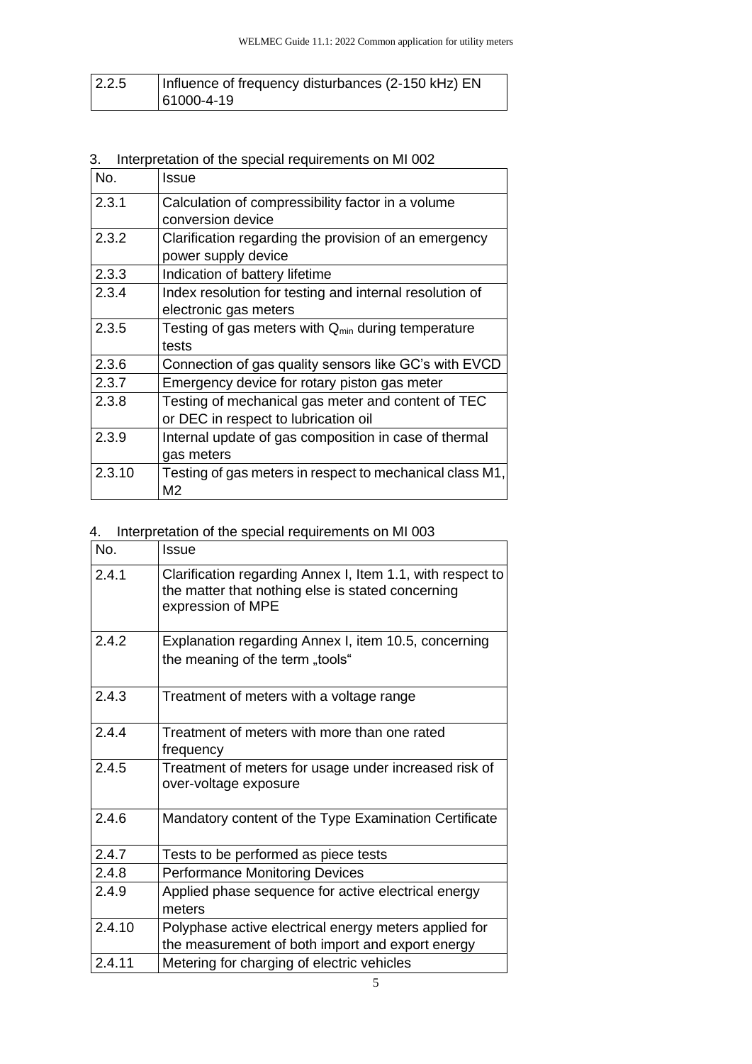| 2.2.5 | Influence of frequency disturbances (2-150 kHz) EN 61000-4-19 |
|---|---|

3. Interpretation of the special requirements on MI 002

| No. | Issue |
|---|---|
| 2.3.1 | Calculation of compressibility factor in a volume conversion device |
| 2.3.2 | Clarification regarding the provision of an emergency power supply device |
| 2.3.3 | Indication of battery lifetime |
| 2.3.4 | Index resolution for testing and internal resolution of electronic gas meters |
| 2.3.5 | Testing of gas meters with $Q_{min}$ during temperature tests |
| 2.3.6 | Connection of gas quality sensors like GC's with EVCD |
| 2.3.7 | Emergency device for rotary piston gas meter |
| 2.3.8 | Testing of mechanical gas meter and content of TEC or DEC in respect to lubrication oil |
| 2.3.9 | Internal update of gas composition in case of thermal gas meters |
| 2.3.10 | Testing of gas meters in respect to mechanical class M1, M2 |

4. Interpretation of the special requirements on MI 003

| No. | Issue |
|---|---|
| 2.4.1 | Clarification regarding Annex I, Item 1.1, with respect to the matter that nothing else is stated concerning expression of MPE |
| 2.4.2 | Explanation regarding Annex I, item 10.5, concerning the meaning of the term „tools" |
| 2.4.3 | Treatment of meters with a voltage range |
| 2.4.4 | Treatment of meters with more than one rated frequency |
| 2.4.5 | Treatment of meters for usage under increased risk of over-voltage exposure |
| 2.4.6 | Mandatory content of the Type Examination Certificate |
| 2.4.7 | Tests to be performed as piece tests |
| 2.4.8 | Performance Monitoring Devices |
| 2.4.9 | Applied phase sequence for active electrical energy meters |
| 2.4.10 | Polyphase active electrical energy meters applied for the measurement of both import and export energy |
| 2.4.11 | Metering for charging of electric vehicles |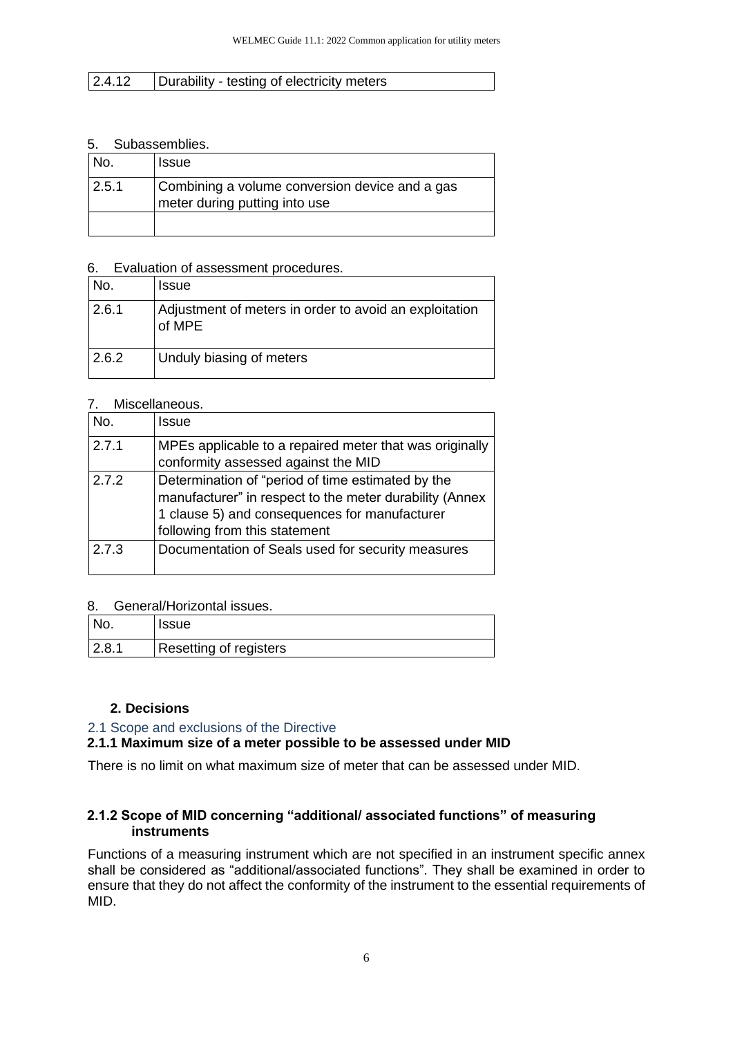| 2.4.12 | Durability - testing of electricity meters |
|---|---|

5. Subassemblies.

| No. | Issue |
|---|---|
| 2.5.1 | Combining a volume conversion device and a gas meter during putting into use |
| | |

6. Evaluation of assessment procedures.

| No. | Issue |
|---|---|
| 2.6.1 | Adjustment of meters in order to avoid an exploitation of MPE |
| 2.6.2 | Unduly biasing of meters |

7. Miscellaneous.

| No. | Issue |
|---|---|
| 2.7.1 | MPEs applicable to a repaired meter that was originally conformity assessed against the MID |
| 2.7.2 | Determination of "period of time estimated by the manufacturer" in respect to the meter durability (Annex 1 clause 5) and consequences for manufacturer following from this statement |
| 2.7.3 | Documentation of Seals used for security measures |

8. General/Horizontal issues.

| No. | Issue |
|---|---|
| 2.8.1 | Resetting of registers |

# 2. Decisions

## 2.1 Scope and exclusions of the Directive

### 2.1.1 Maximum size of a meter possible to be assessed under MID

There is no limit on what maximum size of meter that can be assessed under MID.

### 2.1.2 Scope of MID concerning "additional/ associated functions" of measuring instruments

Functions of a measuring instrument which are not specified in an instrument specific annex shall be considered as "additional/associated functions". They shall be examined in order to ensure that they do not affect the conformity of the instrument to the essential requirements of MID.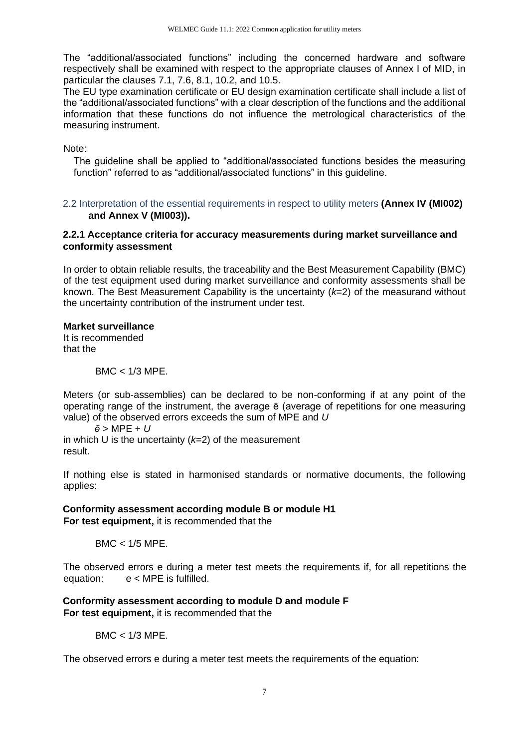The “additional/associated functions” including the concerned hardware and software respectively shall be examined with respect to the appropriate clauses of Annex I of MID, in particular the clauses 7.1, 7.6, 8.1, 10.2, and 10.5.

The EU type examination certificate or EU design examination certificate shall include a list of the “additional/associated functions” with a clear description of the functions and the additional information that these functions do not influence the metrological characteristics of the measuring instrument.

Note:

The guideline shall be applied to “additional/associated functions besides the measuring function” referred to as “additional/associated functions” in this guideline.

## 2.2 Interpretation of the essential requirements in respect to utility meters **(Annex IV (MI002) and Annex V (MI003)).**

### 2.2.1 Acceptance criteria for accuracy measurements during market surveillance and conformity assessment

In order to obtain reliable results, the traceability and the Best Measurement Capability (BMC) of the test equipment used during market surveillance and conformity assessments shall be known. The Best Measurement Capability is the uncertainty ($k$=2) of the measurand without the uncertainty contribution of the instrument under test.

**Market surveillance**

It is recommended that the

$$\text{BMC} < 1/3 \text{ MPE}.$$

Meters (or sub-assemblies) can be declared to be non-conforming if at any point of the operating range of the instrument, the average $\bar{e}$ (average of repetitions for one measuring value) of the observed errors exceeds the sum of MPE and $U$

$$\bar{e} > \text{MPE} + U$$

in which U is the uncertainty ($k$=2) of the measurement result.

If nothing else is stated in harmonised standards or normative documents, the following applies:

**Conformity assessment according module B or module H1**

**For test equipment,** it is recommended that the

$$\text{BMC} < 1/5 \text{ MPE}.$$

The observed errors e during a meter test meets the requirements if, for all repetitions the equation: $e < \text{MPE}$ is fulfilled.

**Conformity assessment according to module D and module F**

**For test equipment,** it is recommended that the

$$\text{BMC} < 1/3 \text{ MPE}.$$

The observed errors e during a meter test meets the requirements of the equation: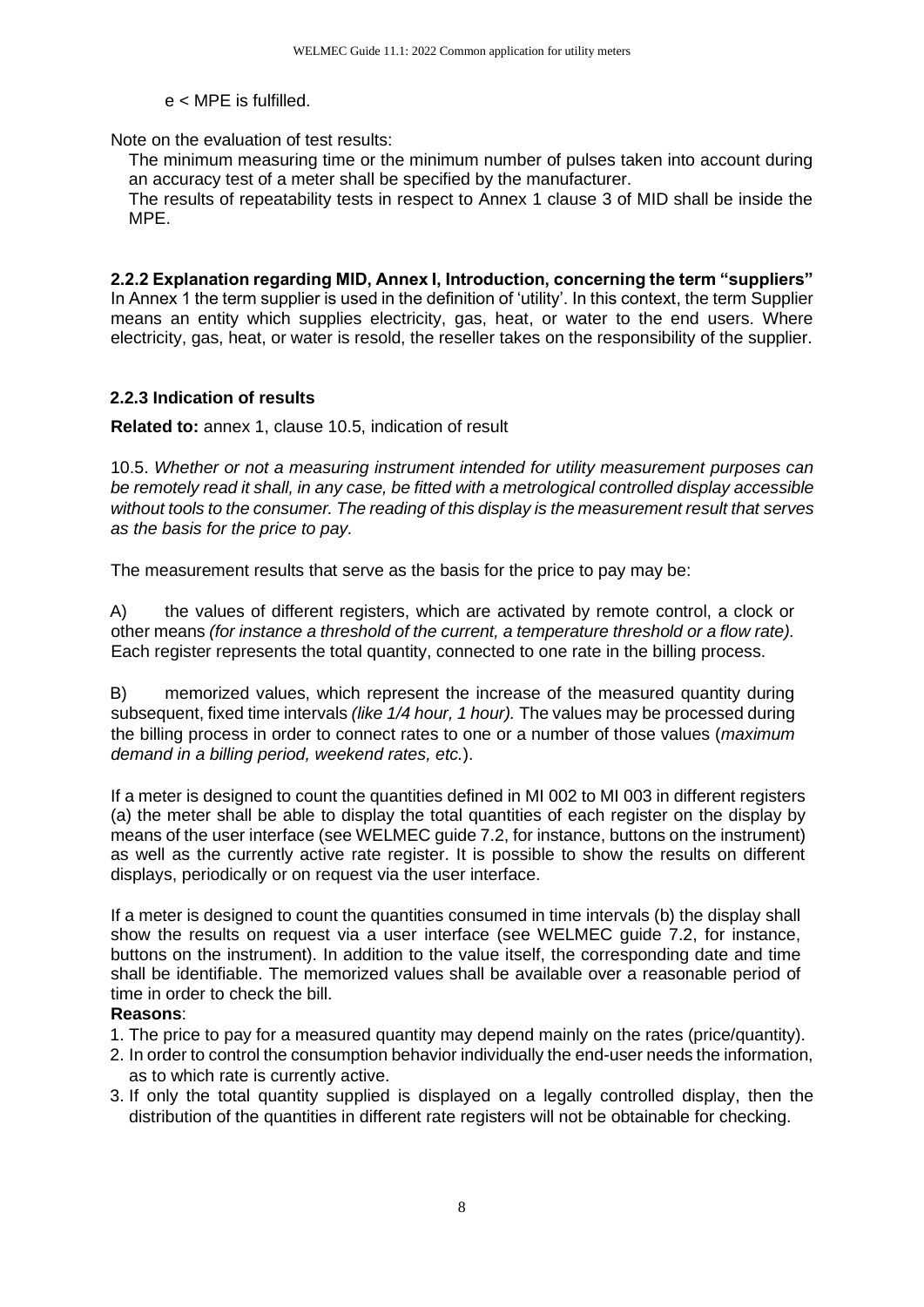e < MPE is fulfilled.

Note on the evaluation of test results:

The minimum measuring time or the minimum number of pulses taken into account during an accuracy test of a meter shall be specified by the manufacturer.

The results of repeatability tests in respect to Annex 1 clause 3 of MID shall be inside the MPE.

### 2.2.2 Explanation regarding MID, Annex I, Introduction, concerning the term "suppliers"

In Annex 1 the term supplier is used in the definition of 'utility'. In this context, the term Supplier means an entity which supplies electricity, gas, heat, or water to the end users. Where electricity, gas, heat, or water is resold, the reseller takes on the responsibility of the supplier.

### 2.2.3 Indication of results

**Related to:** annex 1, clause 10.5, indication of result

10.5. *Whether or not a measuring instrument intended for utility measurement purposes can be remotely read it shall, in any case, be fitted with a metrological controlled display accessible without tools to the consumer. The reading of this display is the measurement result that serves as the basis for the price to pay.*

The measurement results that serve as the basis for the price to pay may be:

A) the values of different registers, which are activated by remote control, a clock or other means *(for instance a threshold of the current, a temperature threshold or a flow rate).* Each register represents the total quantity, connected to one rate in the billing process.

B) memorized values, which represent the increase of the measured quantity during subsequent, fixed time intervals *(like 1/4 hour, 1 hour).* The values may be processed during the billing process in order to connect rates to one or a number of those values (*maximum demand in a billing period, weekend rates, etc.*).

If a meter is designed to count the quantities defined in MI 002 to MI 003 in different registers (a) the meter shall be able to display the total quantities of each register on the display by means of the user interface (see WELMEC guide 7.2, for instance, buttons on the instrument) as well as the currently active rate register. It is possible to show the results on different displays, periodically or on request via the user interface.

If a meter is designed to count the quantities consumed in time intervals (b) the display shall show the results on request via a user interface (see WELMEC guide 7.2, for instance, buttons on the instrument). In addition to the value itself, the corresponding date and time shall be identifiable. The memorized values shall be available over a reasonable period of time in order to check the bill.

**Reasons**:

1. The price to pay for a measured quantity may depend mainly on the rates (price/quantity).
2. In order to control the consumption behavior individually the end-user needs the information, as to which rate is currently active.
3. If only the total quantity supplied is displayed on a legally controlled display, then the distribution of the quantities in different rate registers will not be obtainable for checking.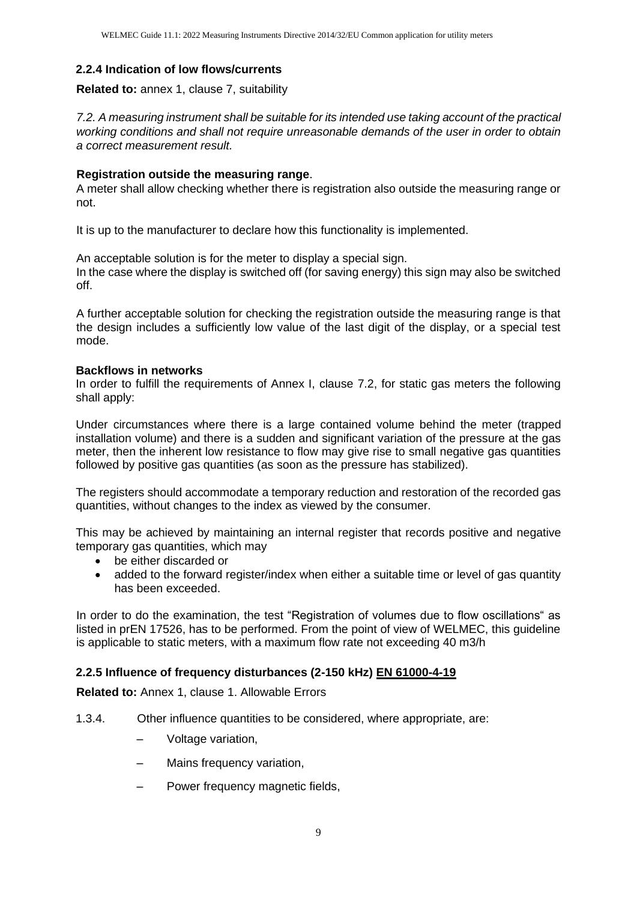### 2.2.4 Indication of low flows/currents

**Related to:** annex 1, clause 7, suitability

*7.2. A measuring instrument shall be suitable for its intended use taking account of the practical working conditions and shall not require unreasonable demands of the user in order to obtain a correct measurement result.*

**Registration outside the measuring range**.

A meter shall allow checking whether there is registration also outside the measuring range or not.

It is up to the manufacturer to declare how this functionality is implemented.

An acceptable solution is for the meter to display a special sign.

In the case where the display is switched off (for saving energy) this sign may also be switched off.

A further acceptable solution for checking the registration outside the measuring range is that the design includes a sufficiently low value of the last digit of the display, or a special test mode.

**Backflows in networks**

In order to fulfill the requirements of Annex I, clause 7.2, for static gas meters the following shall apply:

Under circumstances where there is a large contained volume behind the meter (trapped installation volume) and there is a sudden and significant variation of the pressure at the gas meter, then the inherent low resistance to flow may give rise to small negative gas quantities followed by positive gas quantities (as soon as the pressure has stabilized).

The registers should accommodate a temporary reduction and restoration of the recorded gas quantities, without changes to the index as viewed by the consumer.

This may be achieved by maintaining an internal register that records positive and negative temporary gas quantities, which may

- be either discarded or
- added to the forward register/index when either a suitable time or level of gas quantity has been exceeded.

In order to do the examination, the test "Registration of volumes due to flow oscillations" as listed in prEN 17526, has to be performed. From the point of view of WELMEC, this guideline is applicable to static meters, with a maximum flow rate not exceeding 40 m3/h

### 2.2.5 Influence of frequency disturbances (2-150 kHz) EN 61000-4-19

**Related to:** Annex 1, clause 1. Allowable Errors

1.3.4. Other influence quantities to be considered, where appropriate, are:

- Voltage variation,
- Mains frequency variation,
- Power frequency magnetic fields,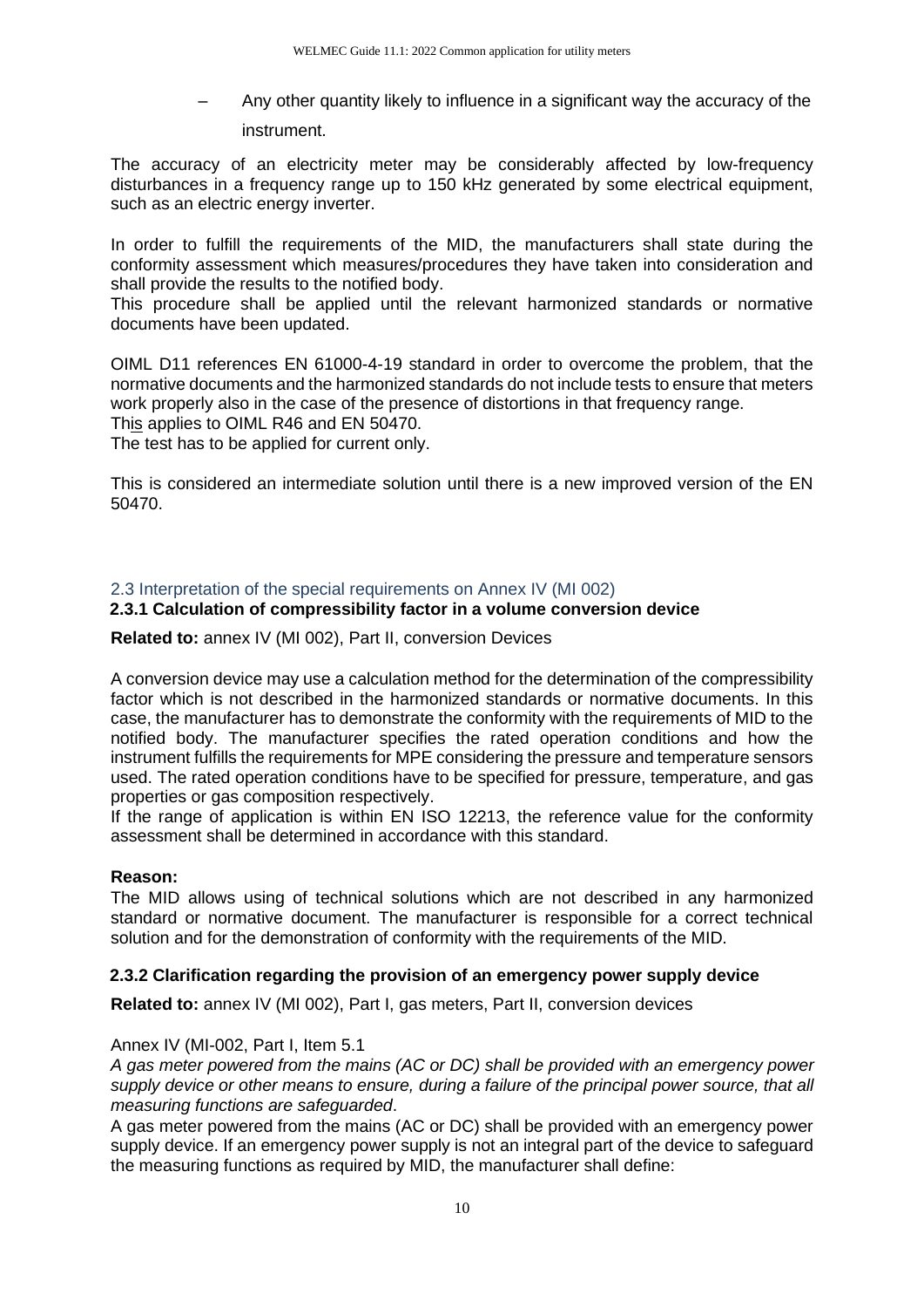– Any other quantity likely to influence in a significant way the accuracy of the instrument.

The accuracy of an electricity meter may be considerably affected by low-frequency disturbances in a frequency range up to 150 kHz generated by some electrical equipment, such as an electric energy inverter.

In order to fulfill the requirements of the MID, the manufacturers shall state during the conformity assessment which measures/procedures they have taken into consideration and shall provide the results to the notified body.

This procedure shall be applied until the relevant harmonized standards or normative documents have been updated.

OIML D11 references EN 61000-4-19 standard in order to overcome the problem, that the normative documents and the harmonized standards do not include tests to ensure that meters work properly also in the case of the presence of distortions in that frequency range.

This applies to OIML R46 and EN 50470.

The test has to be applied for current only.

This is considered an intermediate solution until there is a new improved version of the EN 50470.

## 2.3 Interpretation of the special requirements on Annex IV (MI 002)

### 2.3.1 Calculation of compressibility factor in a volume conversion device

**Related to:** annex IV (MI 002), Part II, conversion Devices

A conversion device may use a calculation method for the determination of the compressibility factor which is not described in the harmonized standards or normative documents. In this case, the manufacturer has to demonstrate the conformity with the requirements of MID to the notified body. The manufacturer specifies the rated operation conditions and how the instrument fulfills the requirements for MPE considering the pressure and temperature sensors used. The rated operation conditions have to be specified for pressure, temperature, and gas properties or gas composition respectively.

If the range of application is within EN ISO 12213, the reference value for the conformity assessment shall be determined in accordance with this standard.

**Reason:**

The MID allows using of technical solutions which are not described in any harmonized standard or normative document. The manufacturer is responsible for a correct technical solution and for the demonstration of conformity with the requirements of the MID.

### 2.3.2 Clarification regarding the provision of an emergency power supply device

**Related to:** annex IV (MI 002), Part I, gas meters, Part II, conversion devices

Annex IV (MI-002, Part I, Item 5.1

*A gas meter powered from the mains (AC or DC) shall be provided with an emergency power supply device or other means to ensure, during a failure of the principal power source, that all measuring functions are safeguarded*.

A gas meter powered from the mains (AC or DC) shall be provided with an emergency power supply device. If an emergency power supply is not an integral part of the device to safeguard the measuring functions as required by MID, the manufacturer shall define: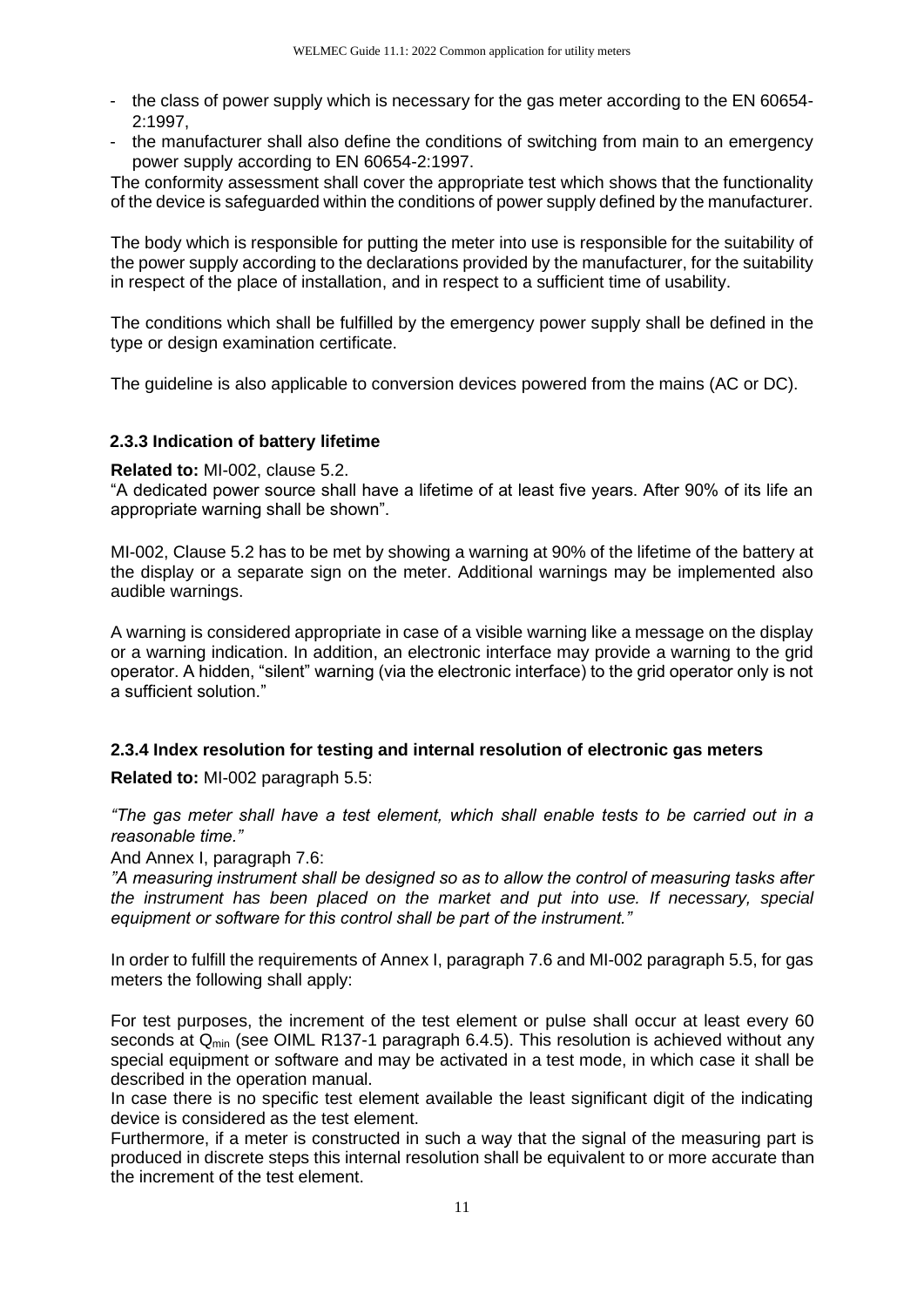- the class of power supply which is necessary for the gas meter according to the EN 60654-2:1997,
- the manufacturer shall also define the conditions of switching from main to an emergency power supply according to EN 60654-2:1997.

The conformity assessment shall cover the appropriate test which shows that the functionality of the device is safeguarded within the conditions of power supply defined by the manufacturer.

The body which is responsible for putting the meter into use is responsible for the suitability of the power supply according to the declarations provided by the manufacturer, for the suitability in respect of the place of installation, and in respect to a sufficient time of usability.

The conditions which shall be fulfilled by the emergency power supply shall be defined in the type or design examination certificate.

The guideline is also applicable to conversion devices powered from the mains (AC or DC).

### 2.3.3 Indication of battery lifetime

**Related to:** MI-002, clause 5.2.

"A dedicated power source shall have a lifetime of at least five years. After 90% of its life an appropriate warning shall be shown".

MI-002, Clause 5.2 has to be met by showing a warning at 90% of the lifetime of the battery at the display or a separate sign on the meter. Additional warnings may be implemented also audible warnings.

A warning is considered appropriate in case of a visible warning like a message on the display or a warning indication. In addition, an electronic interface may provide a warning to the grid operator. A hidden, "silent" warning (via the electronic interface) to the grid operator only is not a sufficient solution."

### 2.3.4 Index resolution for testing and internal resolution of electronic gas meters

**Related to:** MI-002 paragraph 5.5:

*"The gas meter shall have a test element, which shall enable tests to be carried out in a reasonable time."*

And Annex I, paragraph 7.6:

*"A measuring instrument shall be designed so as to allow the control of measuring tasks after the instrument has been placed on the market and put into use. If necessary, special equipment or software for this control shall be part of the instrument."*

In order to fulfill the requirements of Annex I, paragraph 7.6 and MI-002 paragraph 5.5, for gas meters the following shall apply:

For test purposes, the increment of the test element or pulse shall occur at least every 60 seconds at $Q_{min}$ (see OIML R137-1 paragraph 6.4.5). This resolution is achieved without any special equipment or software and may be activated in a test mode, in which case it shall be described in the operation manual.

In case there is no specific test element available the least significant digit of the indicating device is considered as the test element.

Furthermore, if a meter is constructed in such a way that the signal of the measuring part is produced in discrete steps this internal resolution shall be equivalent to or more accurate than the increment of the test element.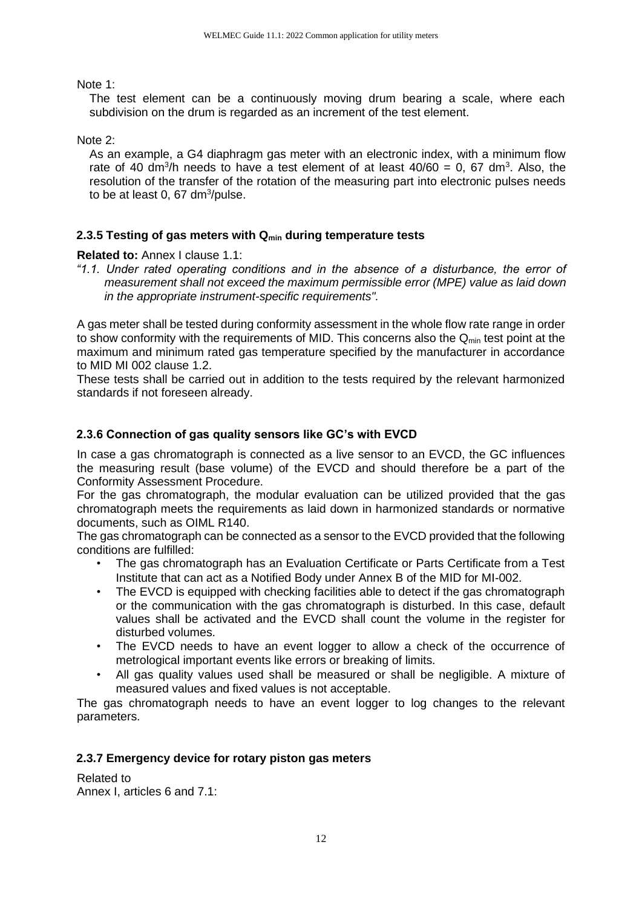Note 1:

The test element can be a continuously moving drum bearing a scale, where each subdivision on the drum is regarded as an increment of the test element.

Note 2:

As an example, a G4 diaphragm gas meter with an electronic index, with a minimum flow rate of 40 $dm^3/h$ needs to have a test element of at least 40/60 = 0, 67 $dm^3$. Also, the resolution of the transfer of the rotation of the measuring part into electronic pulses needs to be at least 0, 67 $dm^3$/pulse.

### 2.3.5 Testing of gas meters with $Q_{min}$ during temperature tests

**Related to:** Annex I clause 1.1:

*"1.1. Under rated operating conditions and in the absence of a disturbance, the error of measurement shall not exceed the maximum permissible error (MPE) value as laid down in the appropriate instrument-specific requirements".*

A gas meter shall be tested during conformity assessment in the whole flow rate range in order to show conformity with the requirements of MID. This concerns also the $Q_{min}$ test point at the maximum and minimum rated gas temperature specified by the manufacturer in accordance to MID MI 002 clause 1.2.

These tests shall be carried out in addition to the tests required by the relevant harmonized standards if not foreseen already.

### 2.3.6 Connection of gas quality sensors like GC's with EVCD

In case a gas chromatograph is connected as a live sensor to an EVCD, the GC influences the measuring result (base volume) of the EVCD and should therefore be a part of the Conformity Assessment Procedure.

For the gas chromatograph, the modular evaluation can be utilized provided that the gas chromatograph meets the requirements as laid down in harmonized standards or normative documents, such as OIML R140.

The gas chromatograph can be connected as a sensor to the EVCD provided that the following conditions are fulfilled:

- The gas chromatograph has an Evaluation Certificate or Parts Certificate from a Test Institute that can act as a Notified Body under Annex B of the MID for MI-002.
- The EVCD is equipped with checking facilities able to detect if the gas chromatograph or the communication with the gas chromatograph is disturbed. In this case, default values shall be activated and the EVCD shall count the volume in the register for disturbed volumes.
- The EVCD needs to have an event logger to allow a check of the occurrence of metrological important events like errors or breaking of limits.
- All gas quality values used shall be measured or shall be negligible. A mixture of measured values and fixed values is not acceptable.

The gas chromatograph needs to have an event logger to log changes to the relevant parameters.

### 2.3.7 Emergency device for rotary piston gas meters

Related to
Annex I, articles 6 and 7.1: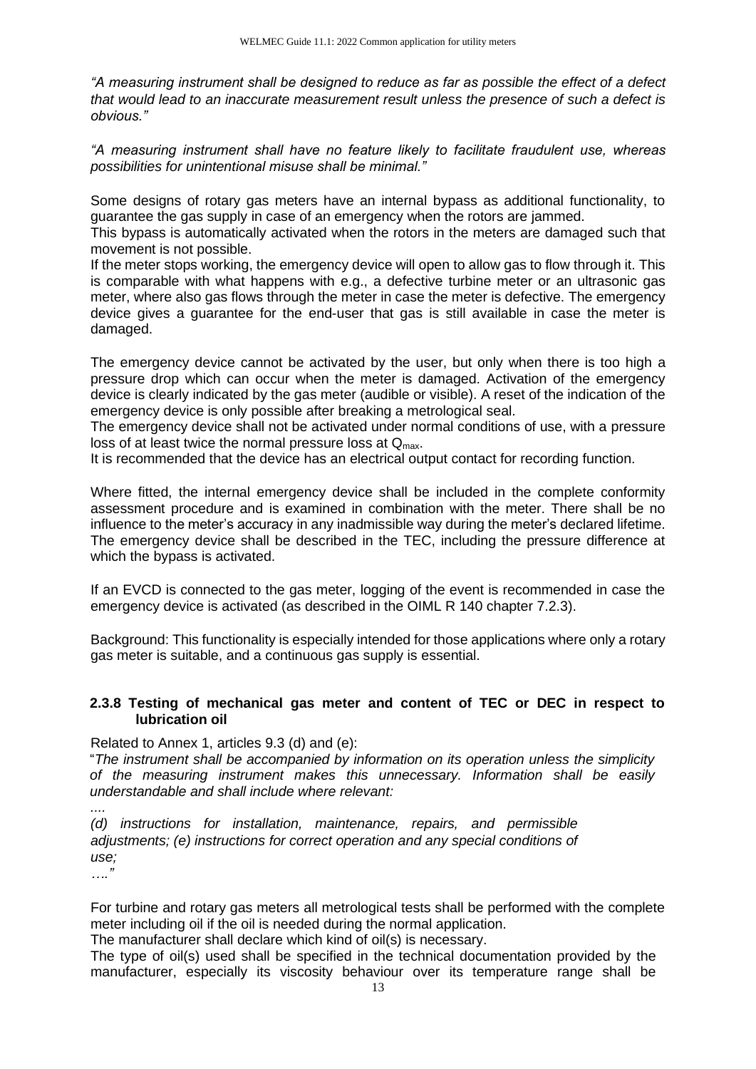*"A measuring instrument shall be designed to reduce as far as possible the effect of a defect that would lead to an inaccurate measurement result unless the presence of such a defect is obvious."*

*"A measuring instrument shall have no feature likely to facilitate fraudulent use, whereas possibilities for unintentional misuse shall be minimal."*

Some designs of rotary gas meters have an internal bypass as additional functionality, to guarantee the gas supply in case of an emergency when the rotors are jammed.
This bypass is automatically activated when the rotors in the meters are damaged such that movement is not possible.
If the meter stops working, the emergency device will open to allow gas to flow through it. This is comparable with what happens with e.g., a defective turbine meter or an ultrasonic gas meter, where also gas flows through the meter in case the meter is defective. The emergency device gives a guarantee for the end-user that gas is still available in case the meter is damaged.

The emergency device cannot be activated by the user, but only when there is too high a pressure drop which can occur when the meter is damaged. Activation of the emergency device is clearly indicated by the gas meter (audible or visible). A reset of the indication of the emergency device is only possible after breaking a metrological seal.
The emergency device shall not be activated under normal conditions of use, with a pressure loss of at least twice the normal pressure loss at $Q_{max}$.
It is recommended that the device has an electrical output contact for recording function.

Where fitted, the internal emergency device shall be included in the complete conformity assessment procedure and is examined in combination with the meter. There shall be no influence to the meter's accuracy in any inadmissible way during the meter's declared lifetime. The emergency device shall be described in the TEC, including the pressure difference at which the bypass is activated.

If an EVCD is connected to the gas meter, logging of the event is recommended in case the emergency device is activated (as described in the OIML R 140 chapter 7.2.3).

Background: This functionality is especially intended for those applications where only a rotary gas meter is suitable, and a continuous gas supply is essential.

### 2.3.8 Testing of mechanical gas meter and content of TEC or DEC in respect to lubrication oil

Related to Annex 1, articles 9.3 (d) and (e):
"*The instrument shall be accompanied by information on its operation unless the simplicity of the measuring instrument makes this unnecessary. Information shall be easily understandable and shall include where relevant:*

*....*

*(d) instructions for installation, maintenance, repairs, and permissible adjustments; (e) instructions for correct operation and any special conditions of use;*

*…."*

For turbine and rotary gas meters all metrological tests shall be performed with the complete meter including oil if the oil is needed during the normal application.
The manufacturer shall declare which kind of oil(s) is necessary.
The type of oil(s) used shall be specified in the technical documentation provided by the manufacturer, especially its viscosity behaviour over its temperature range shall be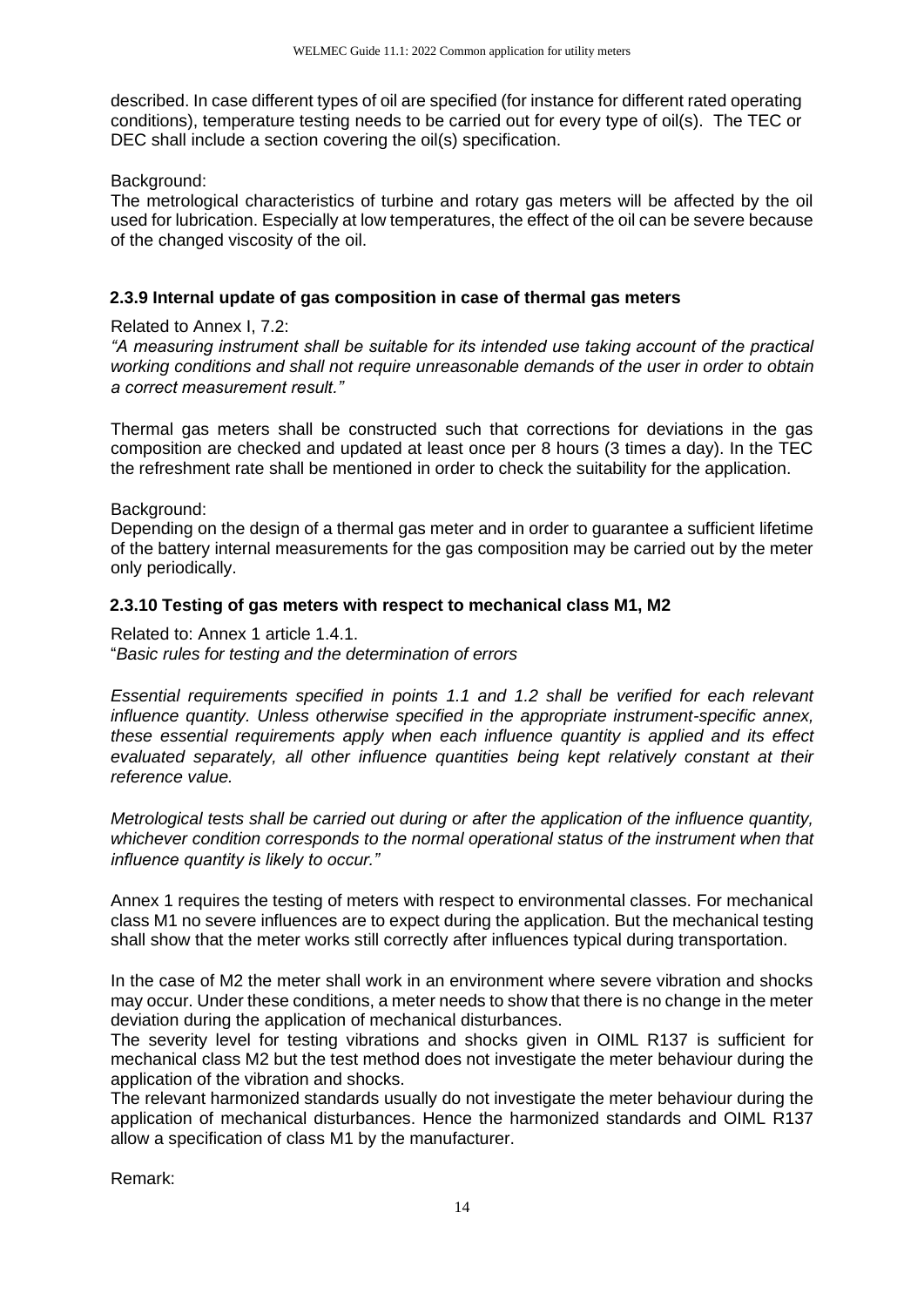described. In case different types of oil are specified (for instance for different rated operating conditions), temperature testing needs to be carried out for every type of oil(s). The TEC or DEC shall include a section covering the oil(s) specification.

Background:

The metrological characteristics of turbine and rotary gas meters will be affected by the oil used for lubrication. Especially at low temperatures, the effect of the oil can be severe because of the changed viscosity of the oil.

### 2.3.9 Internal update of gas composition in case of thermal gas meters

Related to Annex I, 7.2:

*"A measuring instrument shall be suitable for its intended use taking account of the practical working conditions and shall not require unreasonable demands of the user in order to obtain a correct measurement result."*

Thermal gas meters shall be constructed such that corrections for deviations in the gas composition are checked and updated at least once per 8 hours (3 times a day). In the TEC the refreshment rate shall be mentioned in order to check the suitability for the application.

Background:

Depending on the design of a thermal gas meter and in order to guarantee a sufficient lifetime of the battery internal measurements for the gas composition may be carried out by the meter only periodically.

### 2.3.10 Testing of gas meters with respect to mechanical class M1, M2

Related to: Annex 1 article 1.4.1.

"*Basic rules for testing and the determination of errors*

*Essential requirements specified in points 1.1 and 1.2 shall be verified for each relevant influence quantity. Unless otherwise specified in the appropriate instrument-specific annex, these essential requirements apply when each influence quantity is applied and its effect evaluated separately, all other influence quantities being kept relatively constant at their reference value.*

*Metrological tests shall be carried out during or after the application of the influence quantity, whichever condition corresponds to the normal operational status of the instrument when that influence quantity is likely to occur."*

Annex 1 requires the testing of meters with respect to environmental classes. For mechanical class M1 no severe influences are to expect during the application. But the mechanical testing shall show that the meter works still correctly after influences typical during transportation.

In the case of M2 the meter shall work in an environment where severe vibration and shocks may occur. Under these conditions, a meter needs to show that there is no change in the meter deviation during the application of mechanical disturbances.

The severity level for testing vibrations and shocks given in OIML R137 is sufficient for mechanical class M2 but the test method does not investigate the meter behaviour during the application of the vibration and shocks.

The relevant harmonized standards usually do not investigate the meter behaviour during the application of mechanical disturbances. Hence the harmonized standards and OIML R137 allow a specification of class M1 by the manufacturer.

Remark: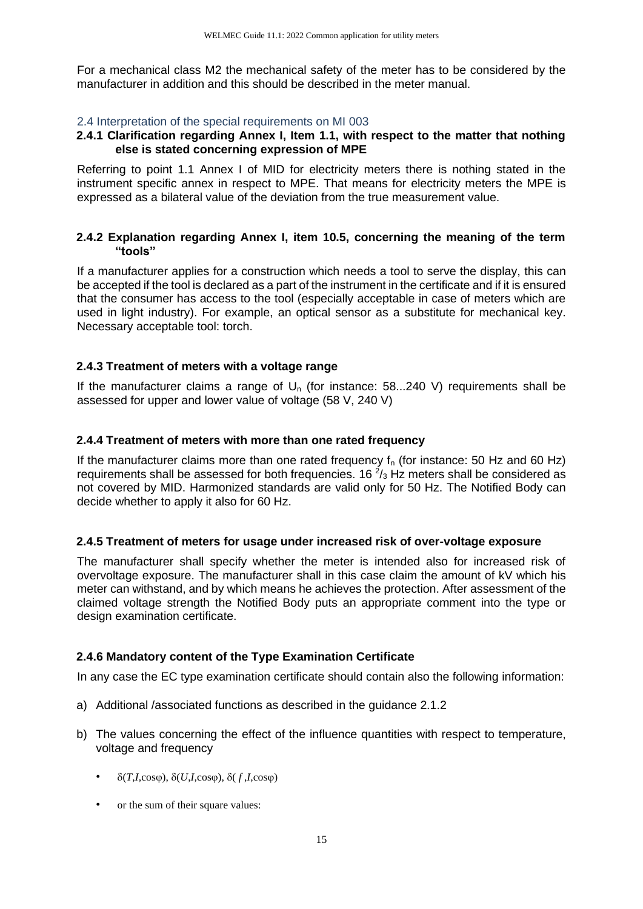For a mechanical class M2 the mechanical safety of the meter has to be considered by the manufacturer in addition and this should be described in the meter manual.

## 2.4 Interpretation of the special requirements on MI 003

### 2.4.1 Clarification regarding Annex I, Item 1.1, with respect to the matter that nothing else is stated concerning expression of MPE

Referring to point 1.1 Annex I of MID for electricity meters there is nothing stated in the instrument specific annex in respect to MPE. That means for electricity meters the MPE is expressed as a bilateral value of the deviation from the true measurement value.

### 2.4.2 Explanation regarding Annex I, item 10.5, concerning the meaning of the term "tools"

If a manufacturer applies for a construction which needs a tool to serve the display, this can be accepted if the tool is declared as a part of the instrument in the certificate and if it is ensured that the consumer has access to the tool (especially acceptable in case of meters which are used in light industry). For example, an optical sensor as a substitute for mechanical key. Necessary acceptable tool: torch.

### 2.4.3 Treatment of meters with a voltage range

If the manufacturer claims a range of $U_n$ (for instance: 58...240 V) requirements shall be assessed for upper and lower value of voltage (58 V, 240 V)

### 2.4.4 Treatment of meters with more than one rated frequency

If the manufacturer claims more than one rated frequency $f_n$ (for instance: 50 Hz and 60 Hz) requirements shall be assessed for both frequencies. 16 $^2/_3$ Hz meters shall be considered as not covered by MID. Harmonized standards are valid only for 50 Hz. The Notified Body can decide whether to apply it also for 60 Hz.

### 2.4.5 Treatment of meters for usage under increased risk of over-voltage exposure

The manufacturer shall specify whether the meter is intended also for increased risk of overvoltage exposure. The manufacturer shall in this case claim the amount of kV which his meter can withstand, and by which means he achieves the protection. After assessment of the claimed voltage strength the Notified Body puts an appropriate comment into the type or design examination certificate.

### 2.4.6 Mandatory content of the Type Examination Certificate

In any case the EC type examination certificate should contain also the following information:

a) Additional /associated functions as described in the guidance 2.1.2

b) The values concerning the effect of the influence quantities with respect to temperature, voltage and frequency

- $\delta(T, I, \cos\varphi)$, $\delta(U, I, \cos\varphi)$, $\delta(f, I, \cos\varphi)$
- or the sum of their square values: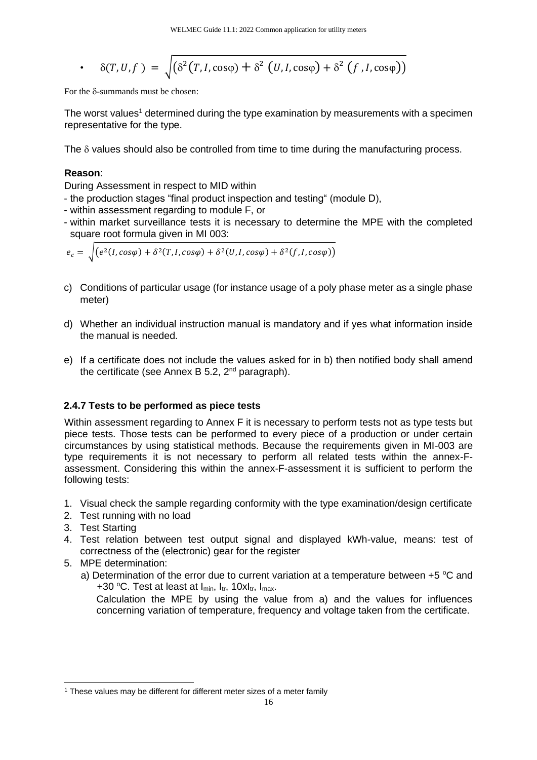- $\delta(T, U, f) = \sqrt{\left(\delta^2(T, I, \cos\varphi) + \delta^2(U, I, \cos\varphi) + \delta^2(f, I, \cos\varphi)\right)}$

For the δ-summands must be chosen:

The worst values[1] determined during the type examination by measurements with a specimen representative for the type.

The δ values should also be controlled from time to time during the manufacturing process.

**Reason**:

During Assessment in respect to MID within

- the production stages "final product inspection and testing" (module D),
- within assessment regarding to module F, or
- within market surveillance tests it is necessary to determine the MPE with the completed square root formula given in MI 003:

$$e_c = \sqrt{\left(e^2(I, cos\varphi) + \delta^2(T, I, cos\varphi) + \delta^2(U, I, cos\varphi) + \delta^2(f, I, cos\varphi)\right)}$$

c) Conditions of particular usage (for instance usage of a poly phase meter as a single phase meter)

d) Whether an individual instruction manual is mandatory and if yes what information inside the manual is needed.

e) If a certificate does not include the values asked for in b) then notified body shall amend the certificate (see Annex B 5.2, 2nd paragraph).

### 2.4.7 Tests to be performed as piece tests

Within assessment regarding to Annex F it is necessary to perform tests not as type tests but piece tests. Those tests can be performed to every piece of a production or under certain circumstances by using statistical methods. Because the requirements given in MI-003 are type requirements it is not necessary to perform all related tests within the annex-F-assessment. Considering this within the annex-F-assessment it is sufficient to perform the following tests:

1. Visual check the sample regarding conformity with the type examination/design certificate
2. Test running with no load
3. Test Starting
4. Test relation between test output signal and displayed kWh-value, means: test of correctness of the (electronic) gear for the register
5. MPE determination:
   a) Determination of the error due to current variation at a temperature between +5 °C and +30 °C. Test at least at $I_{min}$, $I_{tr}$, $10xI_{tr}$, $I_{max}$.
   Calculation the MPE by using the value from a) and the values for influences concerning variation of temperature, frequency and voltage taken from the certificate.

[1] These values may be different for different meter sizes of a meter family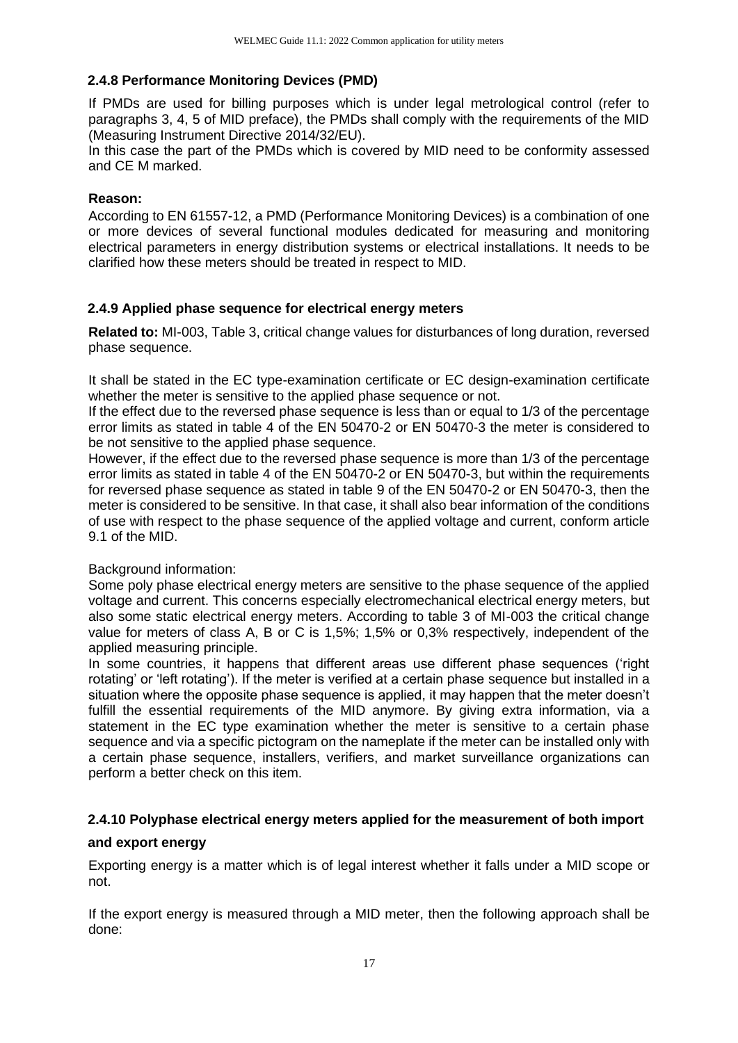### 2.4.8 Performance Monitoring Devices (PMD)

If PMDs are used for billing purposes which is under legal metrological control (refer to paragraphs 3, 4, 5 of MID preface), the PMDs shall comply with the requirements of the MID (Measuring Instrument Directive 2014/32/EU).
In this case the part of the PMDs which is covered by MID need to be conformity assessed and CE M marked.

**Reason:**
According to EN 61557-12, a PMD (Performance Monitoring Devices) is a combination of one or more devices of several functional modules dedicated for measuring and monitoring electrical parameters in energy distribution systems or electrical installations. It needs to be clarified how these meters should be treated in respect to MID.

### 2.4.9 Applied phase sequence for electrical energy meters

**Related to:** MI-003, Table 3, critical change values for disturbances of long duration, reversed phase sequence.

It shall be stated in the EC type-examination certificate or EC design-examination certificate whether the meter is sensitive to the applied phase sequence or not.
If the effect due to the reversed phase sequence is less than or equal to 1/3 of the percentage error limits as stated in table 4 of the EN 50470-2 or EN 50470-3 the meter is considered to be not sensitive to the applied phase sequence.
However, if the effect due to the reversed phase sequence is more than 1/3 of the percentage error limits as stated in table 4 of the EN 50470-2 or EN 50470-3, but within the requirements for reversed phase sequence as stated in table 9 of the EN 50470-2 or EN 50470-3, then the meter is considered to be sensitive. In that case, it shall also bear information of the conditions of use with respect to the phase sequence of the applied voltage and current, conform article 9.1 of the MID.

Background information:
Some poly phase electrical energy meters are sensitive to the phase sequence of the applied voltage and current. This concerns especially electromechanical electrical energy meters, but also some static electrical energy meters. According to table 3 of MI-003 the critical change value for meters of class A, B or C is 1,5%; 1,5% or 0,3% respectively, independent of the applied measuring principle.
In some countries, it happens that different areas use different phase sequences ('right rotating' or 'left rotating'). If the meter is verified at a certain phase sequence but installed in a situation where the opposite phase sequence is applied, it may happen that the meter doesn't fulfill the essential requirements of the MID anymore. By giving extra information, via a statement in the EC type examination whether the meter is sensitive to a certain phase sequence and via a specific pictogram on the nameplate if the meter can be installed only with a certain phase sequence, installers, verifiers, and market surveillance organizations can perform a better check on this item.

### 2.4.10 Polyphase electrical energy meters applied for the measurement of both import and export energy

Exporting energy is a matter which is of legal interest whether it falls under a MID scope or not.

If the export energy is measured through a MID meter, then the following approach shall be done: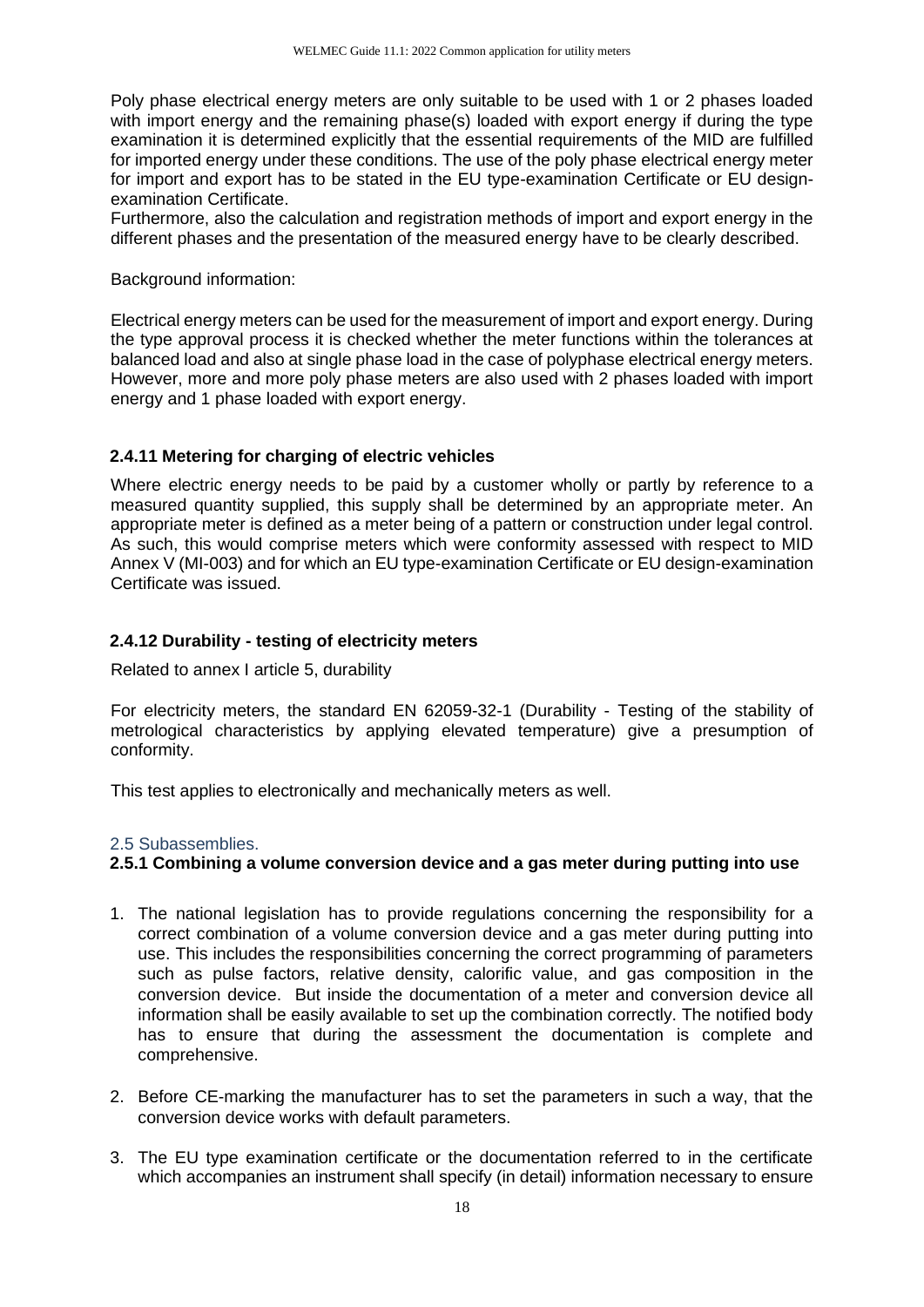Poly phase electrical energy meters are only suitable to be used with 1 or 2 phases loaded with import energy and the remaining phase(s) loaded with export energy if during the type examination it is determined explicitly that the essential requirements of the MID are fulfilled for imported energy under these conditions. The use of the poly phase electrical energy meter for import and export has to be stated in the EU type-examination Certificate or EU design-examination Certificate.
Furthermore, also the calculation and registration methods of import and export energy in the different phases and the presentation of the measured energy have to be clearly described.

Background information:

Electrical energy meters can be used for the measurement of import and export energy. During the type approval process it is checked whether the meter functions within the tolerances at balanced load and also at single phase load in the case of polyphase electrical energy meters. However, more and more poly phase meters are also used with 2 phases loaded with import energy and 1 phase loaded with export energy.

#### 2.4.11 Metering for charging of electric vehicles

Where electric energy needs to be paid by a customer wholly or partly by reference to a measured quantity supplied, this supply shall be determined by an appropriate meter. An appropriate meter is defined as a meter being of a pattern or construction under legal control. As such, this would comprise meters which were conformity assessed with respect to MID Annex V (MI-003) and for which an EU type-examination Certificate or EU design-examination Certificate was issued.

#### 2.4.12 Durability - testing of electricity meters

Related to annex I article 5, durability

For electricity meters, the standard EN 62059-32-1 (Durability - Testing of the stability of metrological characteristics by applying elevated temperature) give a presumption of conformity.

This test applies to electronically and mechanically meters as well.

### 2.5 Subassemblies.

#### 2.5.1 Combining a volume conversion device and a gas meter during putting into use

1. The national legislation has to provide regulations concerning the responsibility for a correct combination of a volume conversion device and a gas meter during putting into use. This includes the responsibilities concerning the correct programming of parameters such as pulse factors, relative density, calorific value, and gas composition in the conversion device. But inside the documentation of a meter and conversion device all information shall be easily available to set up the combination correctly. The notified body has to ensure that during the assessment the documentation is complete and comprehensive.

2. Before CE-marking the manufacturer has to set the parameters in such a way, that the conversion device works with default parameters.

3. The EU type examination certificate or the documentation referred to in the certificate which accompanies an instrument shall specify (in detail) information necessary to ensure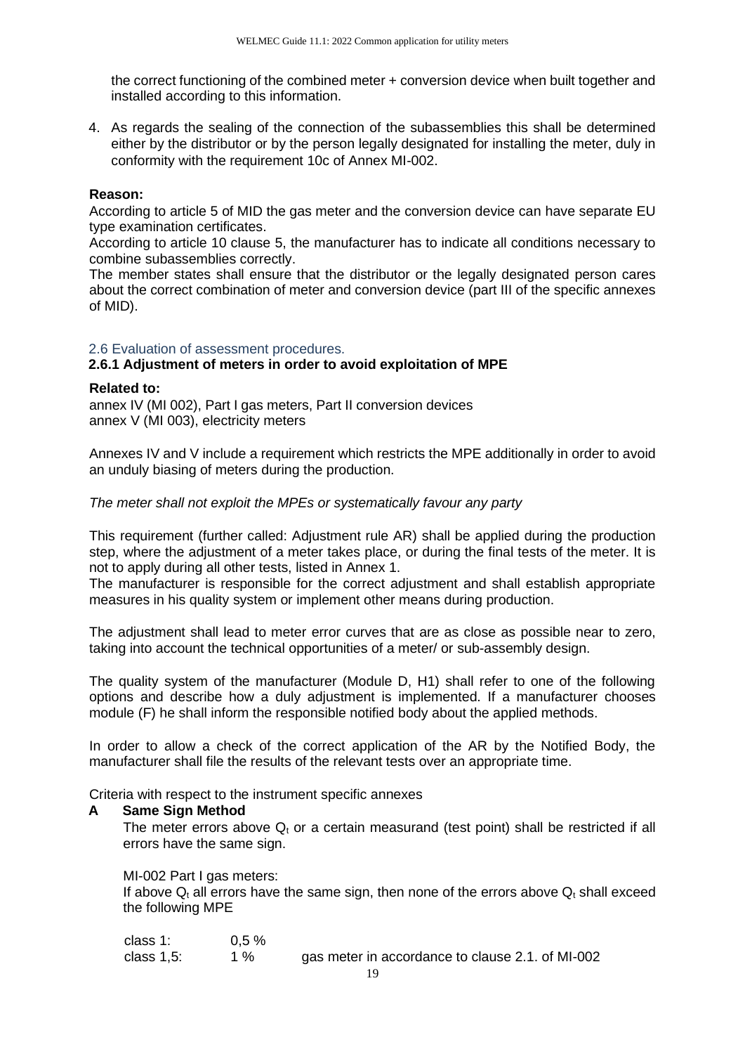the correct functioning of the combined meter + conversion device when built together and installed according to this information.

4. As regards the sealing of the connection of the subassemblies this shall be determined either by the distributor or by the person legally designated for installing the meter, duly in conformity with the requirement 10c of Annex MI-002.

**Reason:**

According to article 5 of MID the gas meter and the conversion device can have separate EU type examination certificates.

According to article 10 clause 5, the manufacturer has to indicate all conditions necessary to combine subassemblies correctly.

The member states shall ensure that the distributor or the legally designated person cares about the correct combination of meter and conversion device (part III of the specific annexes of MID).

## 2.6 Evaluation of assessment procedures.

### 2.6.1 Adjustment of meters in order to avoid exploitation of MPE

**Related to:**

annex IV (MI 002), Part I gas meters, Part II conversion devices
annex V (MI 003), electricity meters

Annexes IV and V include a requirement which restricts the MPE additionally in order to avoid an unduly biasing of meters during the production.

*The meter shall not exploit the MPEs or systematically favour any party*

This requirement (further called: Adjustment rule AR) shall be applied during the production step, where the adjustment of a meter takes place, or during the final tests of the meter. It is not to apply during all other tests, listed in Annex 1.

The manufacturer is responsible for the correct adjustment and shall establish appropriate measures in his quality system or implement other means during production.

The adjustment shall lead to meter error curves that are as close as possible near to zero, taking into account the technical opportunities of a meter/ or sub-assembly design.

The quality system of the manufacturer (Module D, H1) shall refer to one of the following options and describe how a duly adjustment is implemented. If a manufacturer chooses module (F) he shall inform the responsible notified body about the applied methods.

In order to allow a check of the correct application of the AR by the Notified Body, the manufacturer shall file the results of the relevant tests over an appropriate time.

Criteria with respect to the instrument specific annexes

**A Same Sign Method**

The meter errors above $Q_t$ or a certain measurand (test point) shall be restricted if all errors have the same sign.

MI-002 Part I gas meters:
If above $Q_t$ all errors have the same sign, then none of the errors above $Q_t$ shall exceed the following MPE

| | | |
|---|---|---|
| class 1: | 0,5 % | |
| class 1,5: | 1 % | gas meter in accordance to clause 2.1. of MI-002 |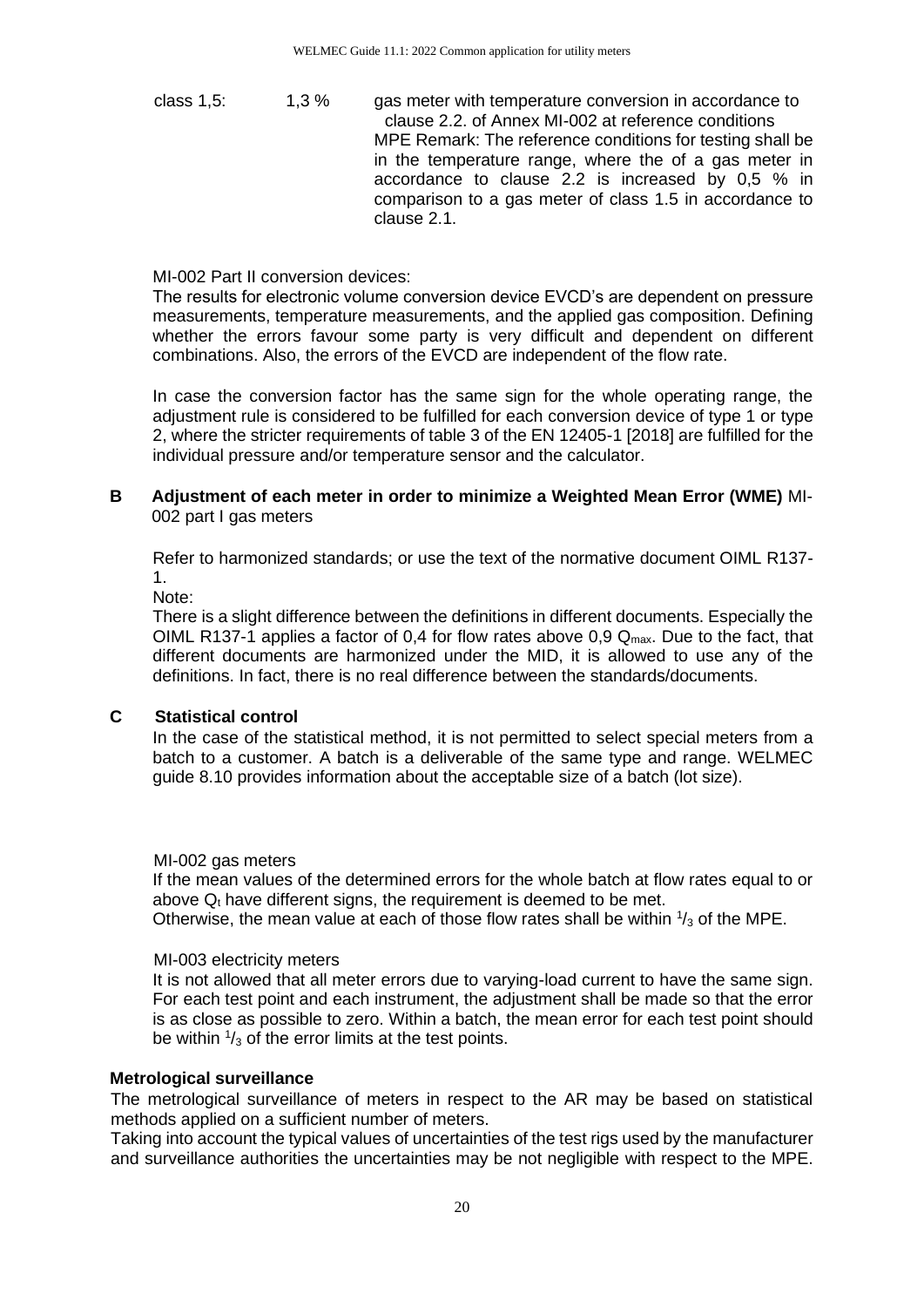class 1,5: 1,3 % gas meter with temperature conversion in accordance to clause 2.2. of Annex MI-002 at reference conditions

MPE Remark: The reference conditions for testing shall be in the temperature range, where the of a gas meter in accordance to clause 2.2 is increased by 0,5 % in comparison to a gas meter of class 1.5 in accordance to clause 2.1.

MI-002 Part II conversion devices:

The results for electronic volume conversion device EVCD's are dependent on pressure measurements, temperature measurements, and the applied gas composition. Defining whether the errors favour some party is very difficult and dependent on different combinations. Also, the errors of the EVCD are independent of the flow rate.

In case the conversion factor has the same sign for the whole operating range, the adjustment rule is considered to be fulfilled for each conversion device of type 1 or type 2, where the stricter requirements of table 3 of the EN 12405-1 [2018] are fulfilled for the individual pressure and/or temperature sensor and the calculator.

**B Adjustment of each meter in order to minimize a Weighted Mean Error (WME)** MI-002 part I gas meters

Refer to harmonized standards; or use the text of the normative document OIML R137-1.

Note:

There is a slight difference between the definitions in different documents. Especially the OIML R137-1 applies a factor of 0,4 for flow rates above 0,9 $Q_{max}$. Due to the fact, that different documents are harmonized under the MID, it is allowed to use any of the definitions. In fact, there is no real difference between the standards/documents.

**C Statistical control**

In the case of the statistical method, it is not permitted to select special meters from a batch to a customer. A batch is a deliverable of the same type and range. WELMEC guide 8.10 provides information about the acceptable size of a batch (lot size).

MI-002 gas meters

If the mean values of the determined errors for the whole batch at flow rates equal to or above $Q_t$ have different signs, the requirement is deemed to be met.

Otherwise, the mean value at each of those flow rates shall be within $^1/_3$ of the MPE.

MI-003 electricity meters

It is not allowed that all meter errors due to varying-load current to have the same sign. For each test point and each instrument, the adjustment shall be made so that the error is as close as possible to zero. Within a batch, the mean error for each test point should be within $^1/_3$ of the error limits at the test points.

**Metrological surveillance**

The metrological surveillance of meters in respect to the AR may be based on statistical methods applied on a sufficient number of meters.

Taking into account the typical values of uncertainties of the test rigs used by the manufacturer and surveillance authorities the uncertainties may be not negligible with respect to the MPE.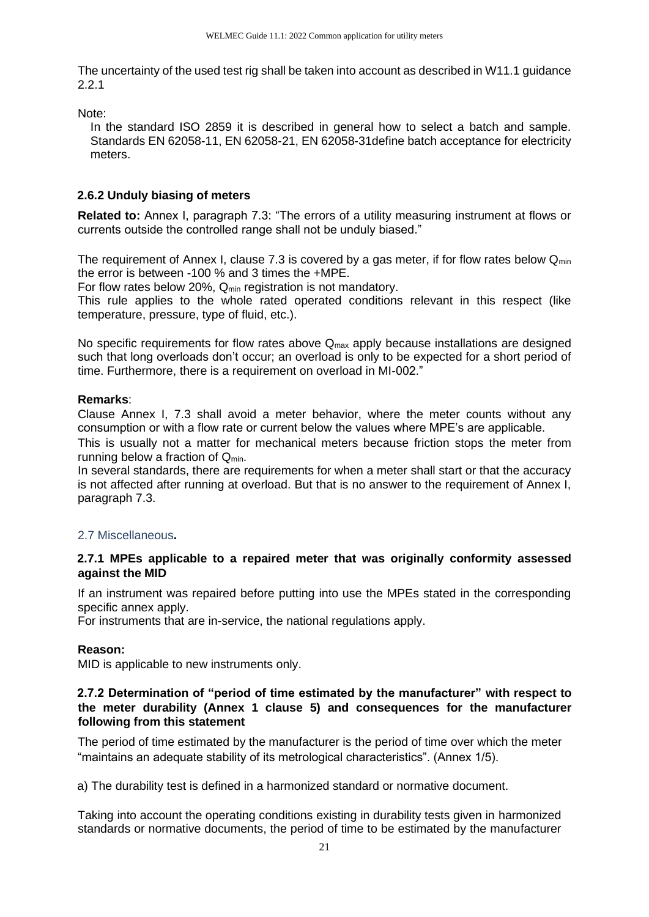The uncertainty of the used test rig shall be taken into account as described in W11.1 guidance 2.2.1

Note:

> In the standard ISO 2859 it is described in general how to select a batch and sample. Standards EN 62058-11, EN 62058-21, EN 62058-31define batch acceptance for electricity meters.

### 2.6.2 Unduly biasing of meters

**Related to:** Annex I, paragraph 7.3: "The errors of a utility measuring instrument at flows or currents outside the controlled range shall not be unduly biased."

The requirement of Annex I, clause 7.3 is covered by a gas meter, if for flow rates below $Q_{min}$ the error is between -100 % and 3 times the +MPE.

For flow rates below 20%, $Q_{min}$ registration is not mandatory.

This rule applies to the whole rated operated conditions relevant in this respect (like temperature, pressure, type of fluid, etc.).

No specific requirements for flow rates above $Q_{max}$ apply because installations are designed such that long overloads don't occur; an overload is only to be expected for a short period of time. Furthermore, there is a requirement on overload in MI-002."

**Remarks**:

Clause Annex I, 7.3 shall avoid a meter behavior, where the meter counts without any consumption or with a flow rate or current below the values where MPE's are applicable.

This is usually not a matter for mechanical meters because friction stops the meter from running below a fraction of $Q_{min}$.

In several standards, there are requirements for when a meter shall start or that the accuracy is not affected after running at overload. But that is no answer to the requirement of Annex I, paragraph 7.3.

## 2.7 Miscellaneous.

### 2.7.1 MPEs applicable to a repaired meter that was originally conformity assessed against the MID

If an instrument was repaired before putting into use the MPEs stated in the corresponding specific annex apply.

For instruments that are in-service, the national regulations apply.

**Reason:**

MID is applicable to new instruments only.

### 2.7.2 Determination of "period of time estimated by the manufacturer" with respect to the meter durability (Annex 1 clause 5) and consequences for the manufacturer following from this statement

The period of time estimated by the manufacturer is the period of time over which the meter "maintains an adequate stability of its metrological characteristics". (Annex 1/5).

a) The durability test is defined in a harmonized standard or normative document.

Taking into account the operating conditions existing in durability tests given in harmonized standards or normative documents, the period of time to be estimated by the manufacturer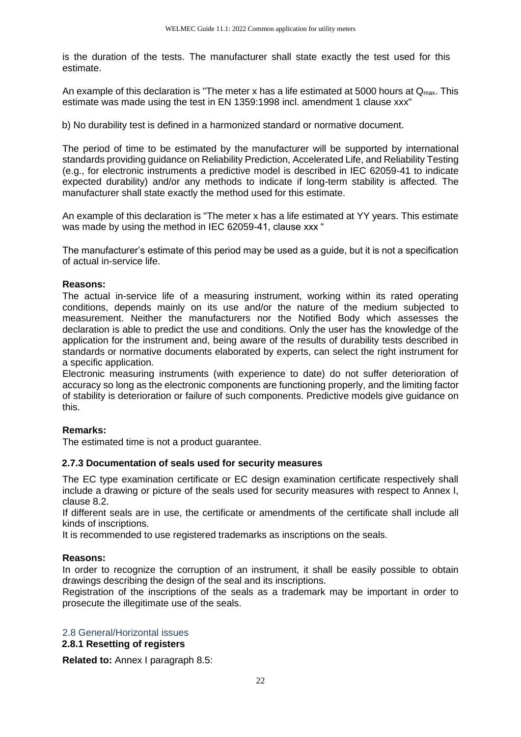is the duration of the tests. The manufacturer shall state exactly the test used for this estimate.

An example of this declaration is "The meter x has a life estimated at 5000 hours at $Q_{max}$. This estimate was made using the test in EN 1359:1998 incl. amendment 1 clause xxx"

b) No durability test is defined in a harmonized standard or normative document.

The period of time to be estimated by the manufacturer will be supported by international standards providing guidance on Reliability Prediction, Accelerated Life, and Reliability Testing (e.g., for electronic instruments a predictive model is described in IEC 62059-41 to indicate expected durability) and/or any methods to indicate if long-term stability is affected. The manufacturer shall state exactly the method used for this estimate.

An example of this declaration is "The meter x has a life estimated at YY years. This estimate was made by using the method in IEC 62059-41, clause xxx "

The manufacturer's estimate of this period may be used as a guide, but it is not a specification of actual in-service life.

**Reasons:**

The actual in-service life of a measuring instrument, working within its rated operating conditions, depends mainly on its use and/or the nature of the medium subjected to measurement. Neither the manufacturers nor the Notified Body which assesses the declaration is able to predict the use and conditions. Only the user has the knowledge of the application for the instrument and, being aware of the results of durability tests described in standards or normative documents elaborated by experts, can select the right instrument for a specific application.

Electronic measuring instruments (with experience to date) do not suffer deterioration of accuracy so long as the electronic components are functioning properly, and the limiting factor of stability is deterioration or failure of such components. Predictive models give guidance on this.

**Remarks:**

The estimated time is not a product guarantee.

### 2.7.3 Documentation of seals used for security measures

The EC type examination certificate or EC design examination certificate respectively shall include a drawing or picture of the seals used for security measures with respect to Annex I, clause 8.2.

If different seals are in use, the certificate or amendments of the certificate shall include all kinds of inscriptions.

It is recommended to use registered trademarks as inscriptions on the seals.

**Reasons:**

In order to recognize the corruption of an instrument, it shall be easily possible to obtain drawings describing the design of the seal and its inscriptions.

Registration of the inscriptions of the seals as a trademark may be important in order to prosecute the illegitimate use of the seals.

## 2.8 General/Horizontal issues

### 2.8.1 Resetting of registers

**Related to:** Annex I paragraph 8.5: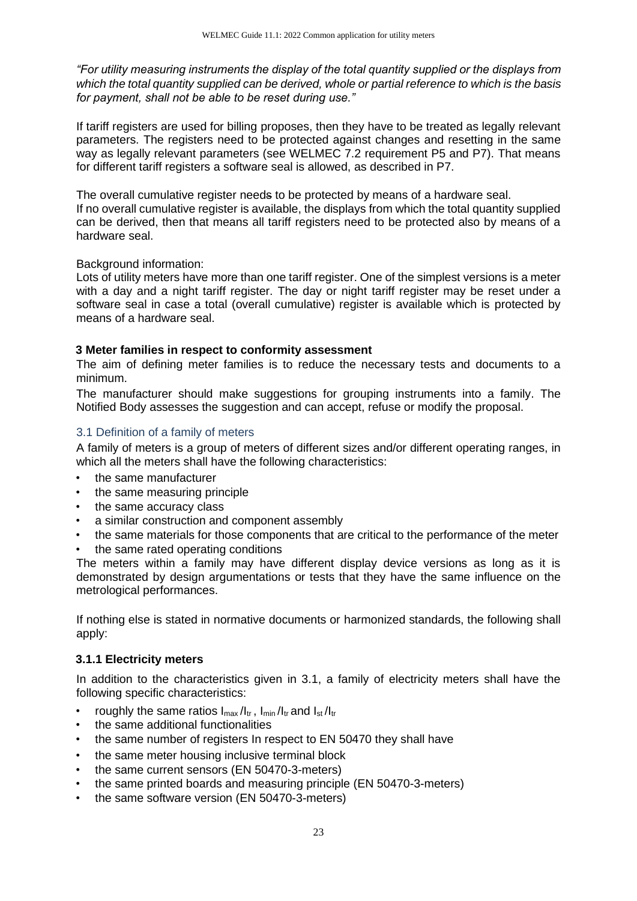*"For utility measuring instruments the display of the total quantity supplied or the displays from which the total quantity supplied can be derived, whole or partial reference to which is the basis for payment, shall not be able to be reset during use."*

If tariff registers are used for billing proposes, then they have to be treated as legally relevant parameters. The registers need to be protected against changes and resetting in the same way as legally relevant parameters (see WELMEC 7.2 requirement P5 and P7). That means for different tariff registers a software seal is allowed, as described in P7.

The overall cumulative register needs to be protected by means of a hardware seal.
If no overall cumulative register is available, the displays from which the total quantity supplied can be derived, then that means all tariff registers need to be protected also by means of a hardware seal.

Background information:
Lots of utility meters have more than one tariff register. One of the simplest versions is a meter with a day and a night tariff register. The day or night tariff register may be reset under a software seal in case a total (overall cumulative) register is available which is protected by means of a hardware seal.

## 3 Meter families in respect to conformity assessment

The aim of defining meter families is to reduce the necessary tests and documents to a minimum.

The manufacturer should make suggestions for grouping instruments into a family. The Notified Body assesses the suggestion and can accept, refuse or modify the proposal.

### 3.1 Definition of a family of meters

A family of meters is a group of meters of different sizes and/or different operating ranges, in which all the meters shall have the following characteristics:

- the same manufacturer
- the same measuring principle
- the same accuracy class
- a similar construction and component assembly
- the same materials for those components that are critical to the performance of the meter
- the same rated operating conditions

The meters within a family may have different display device versions as long as it is demonstrated by design argumentations or tests that they have the same influence on the metrological performances.

If nothing else is stated in normative documents or harmonized standards, the following shall apply:

#### 3.1.1 Electricity meters

In addition to the characteristics given in 3.1, a family of electricity meters shall have the following specific characteristics:

- roughly the same ratios $I_{max}/I_{tr}$, $I_{min}/I_{tr}$ and $I_{st}/I_{tr}$
- the same additional functionalities
- the same number of registers In respect to EN 50470 they shall have
- the same meter housing inclusive terminal block
- the same current sensors (EN 50470-3-meters)
- the same printed boards and measuring principle (EN 50470-3-meters)
- the same software version (EN 50470-3-meters)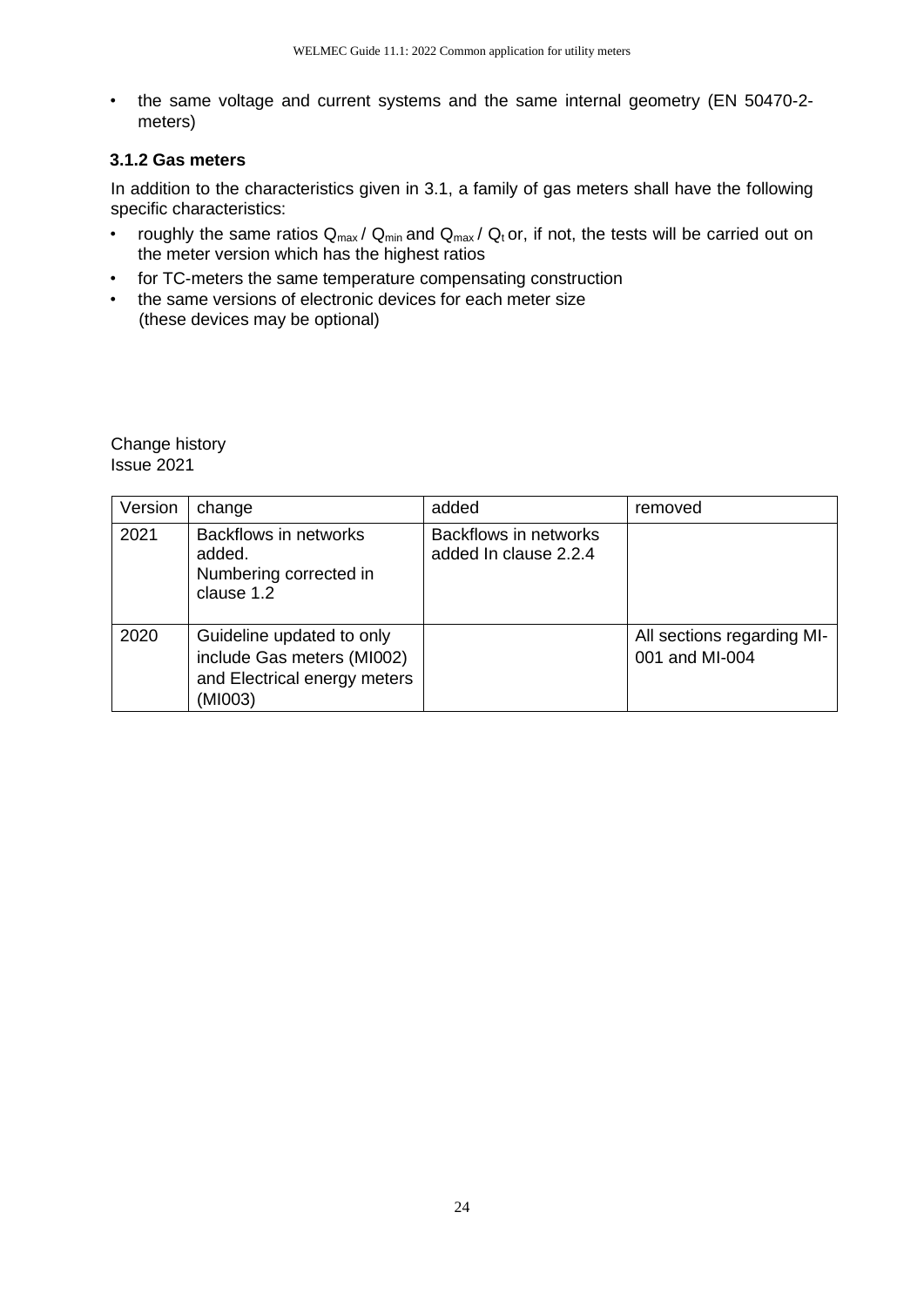- the same voltage and current systems and the same internal geometry (EN 50470-2-meters)

### 3.1.2 Gas meters

In addition to the characteristics given in 3.1, a family of gas meters shall have the following specific characteristics:

- roughly the same ratios $Q_{max}$ / $Q_{min}$ and $Q_{max}$ / $Q_t$ or, if not, the tests will be carried out on the meter version which has the highest ratios
- for TC-meters the same temperature compensating construction
- the same versions of electronic devices for each meter size (these devices may be optional)

Change history
Issue 2021

| Version | change | added | removed |
|---|---|---|---|
| 2021 | Backflows in networks added. Numbering corrected in clause 1.2 | Backflows in networks added In clause 2.2.4 | |
| 2020 | Guideline updated to only include Gas meters (MI002) and Electrical energy meters (MI003) | | All sections regarding MI-001 and MI-004 |